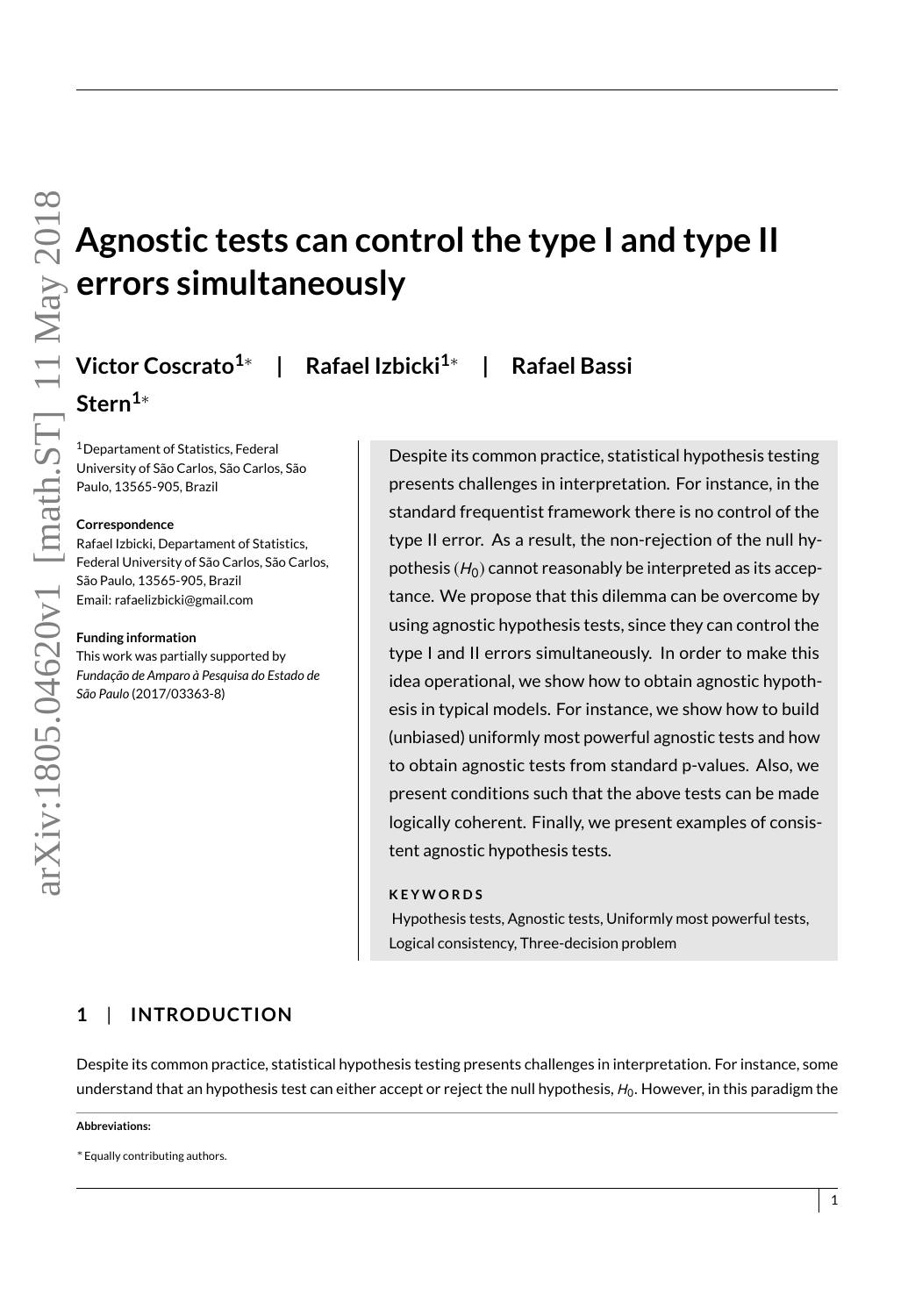# Agnostic tests can control the type I and type II errors simultaneously

**Victor Coscrato[1]*** | **Rafael Izbicki[1]*** | **Rafael Bassi Stern[1]***

[1]Departament of Statistics, Federal University of São Carlos, São Carlos, São Paulo, 13565-905, Brazil

**Correspondence**
Rafael Izbicki, Departament of Statistics, Federal University of São Carlos, São Carlos, São Paulo, 13565-905, Brazil
Email: rafaelizbicki@gmail.com

**Funding information**
This work was partially supported by *Fundação de Amparo à Pesquisa do Estado de São Paulo* (2017/03363-8)

Despite its common practice, statistical hypothesis testing presents challenges in interpretation. For instance, in the standard frequentist framework there is no control of the type II error. As a result, the non-rejection of the null hypothesis $(H_0)$ cannot reasonably be interpreted as its acceptance. We propose that this dilemma can be overcome by using agnostic hypothesis tests, since they can control the type I and II errors simultaneously. In order to make this idea operational, we show how to obtain agnostic hypothesis in typical models. For instance, we show how to build (unbiased) uniformly most powerful agnostic tests and how to obtain agnostic tests from standard p-values. Also, we present conditions such that the above tests can be made logically coherent. Finally, we present examples of consistent agnostic hypothesis tests.

**KEYWORDS**

Hypothesis tests, Agnostic tests, Uniformly most powerful tests, Logical consistency, Three-decision problem

## 1 | INTRODUCTION

Despite its common practice, statistical hypothesis testing presents challenges in interpretation. For instance, some understand that an hypothesis test can either accept or reject the null hypothesis, $H_0$. However, in this paradigm the

**Abbreviations:**

* Equally contributing authors.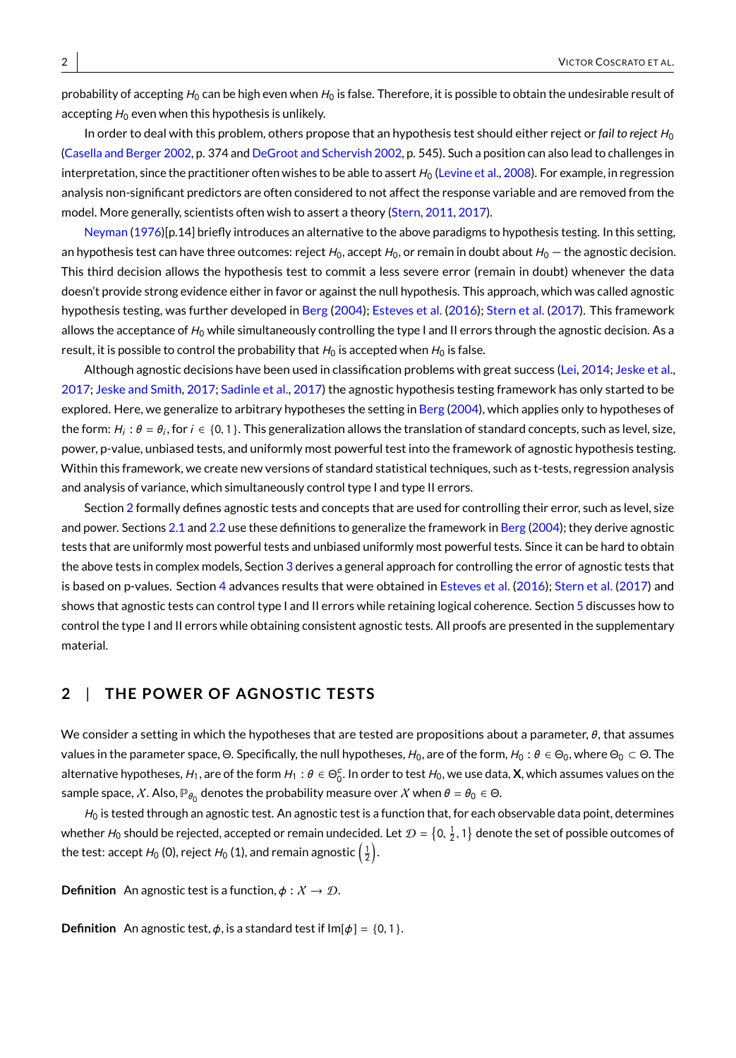probability of accepting $H_0$ can be high even when $H_0$ is false. Therefore, it is possible to obtain the undesirable result of accepting $H_0$ even when this hypothesis is unlikely.

In order to deal with this problem, others propose that an hypothesis test should either reject or *fail to reject* $H_0$ (Casella and Berger 2002, p. 374 and DeGroot and Schervish 2002, p. 545). Such a position can also lead to challenges in interpretation, since the practitioner often wishes to be able to assert $H_0$ (Levine et al., 2008). For example, in regression analysis non-significant predictors are often considered to not affect the response variable and are removed from the model. More generally, scientists often wish to assert a theory (Stern, 2011, 2017).

Neyman (1976)[p.14] briefly introduces an alternative to the above paradigms to hypothesis testing. In this setting, an hypothesis test can have three outcomes: reject $H_0$, accept $H_0$, or remain in doubt about $H_0$ — the agnostic decision. This third decision allows the hypothesis test to commit a less severe error (remain in doubt) whenever the data doesn't provide strong evidence either in favor or against the null hypothesis. This approach, which was called agnostic hypothesis testing, was further developed in Berg (2004); Esteves et al. (2016); Stern et al. (2017). This framework allows the acceptance of $H_0$ while simultaneously controlling the type I and II errors through the agnostic decision. As a result, it is possible to control the probability that $H_0$ is accepted when $H_0$ is false.

Although agnostic decisions have been used in classification problems with great success (Lei, 2014; Jeske et al., 2017; Jeske and Smith, 2017; Sadinle et al., 2017) the agnostic hypothesis testing framework has only started to be explored. Here, we generalize to arbitrary hypotheses the setting in Berg (2004), which applies only to hypotheses of the form: $H_i : \theta = \theta_i$, for $i \in \{0, 1\}$. This generalization allows the translation of standard concepts, such as level, size, power, p-value, unbiased tests, and uniformly most powerful test into the framework of agnostic hypothesis testing. Within this framework, we create new versions of standard statistical techniques, such as t-tests, regression analysis and analysis of variance, which simultaneously control type I and type II errors.

Section 2 formally defines agnostic tests and concepts that are used for controlling their error, such as level, size and power. Sections 2.1 and 2.2 use these definitions to generalize the framework in Berg (2004); they derive agnostic tests that are uniformly most powerful tests and unbiased uniformly most powerful tests. Since it can be hard to obtain the above tests in complex models, Section 3 derives a general approach for controlling the error of agnostic tests that is based on p-values. Section 4 advances results that were obtained in Esteves et al. (2016); Stern et al. (2017) and shows that agnostic tests can control type I and II errors while retaining logical coherence. Section 5 discusses how to control the type I and II errors while obtaining consistent agnostic tests. All proofs are presented in the supplementary material.

## 2 | THE POWER OF AGNOSTIC TESTS

We consider a setting in which the hypotheses that are tested are propositions about a parameter, $\theta$, that assumes values in the parameter space, $\Theta$. Specifically, the null hypotheses, $H_0$, are of the form, $H_0 : \theta \in \Theta_0$, where $\Theta_0 \subset \Theta$. The alternative hypotheses, $H_1$, are of the form $H_1 : \theta \in \Theta_0^c$. In order to test $H_0$, we use data, $\mathbf{X}$, which assumes values on the sample space, $\mathcal{X}$. Also, $\mathbb{P}_{\theta_0}$ denotes the probability measure over $\mathcal{X}$ when $\theta = \theta_0 \in \Theta$.

$H_0$ is tested through an agnostic test. An agnostic test is a function that, for each observable data point, determines whether $H_0$ should be rejected, accepted or remain undecided. Let $\mathcal{D} = \left\{0, \frac{1}{2}, 1\right\}$ denote the set of possible outcomes of the test: accept $H_0$ (0), reject $H_0$ (1), and remain agnostic $\left(\frac{1}{2}\right)$.

**Definition** An agnostic test is a function, $\phi : \mathcal{X} \to \mathcal{D}$.

**Definition** An agnostic test, $\phi$, is a standard test if $\text{Im}[\phi] = \{0, 1\}$.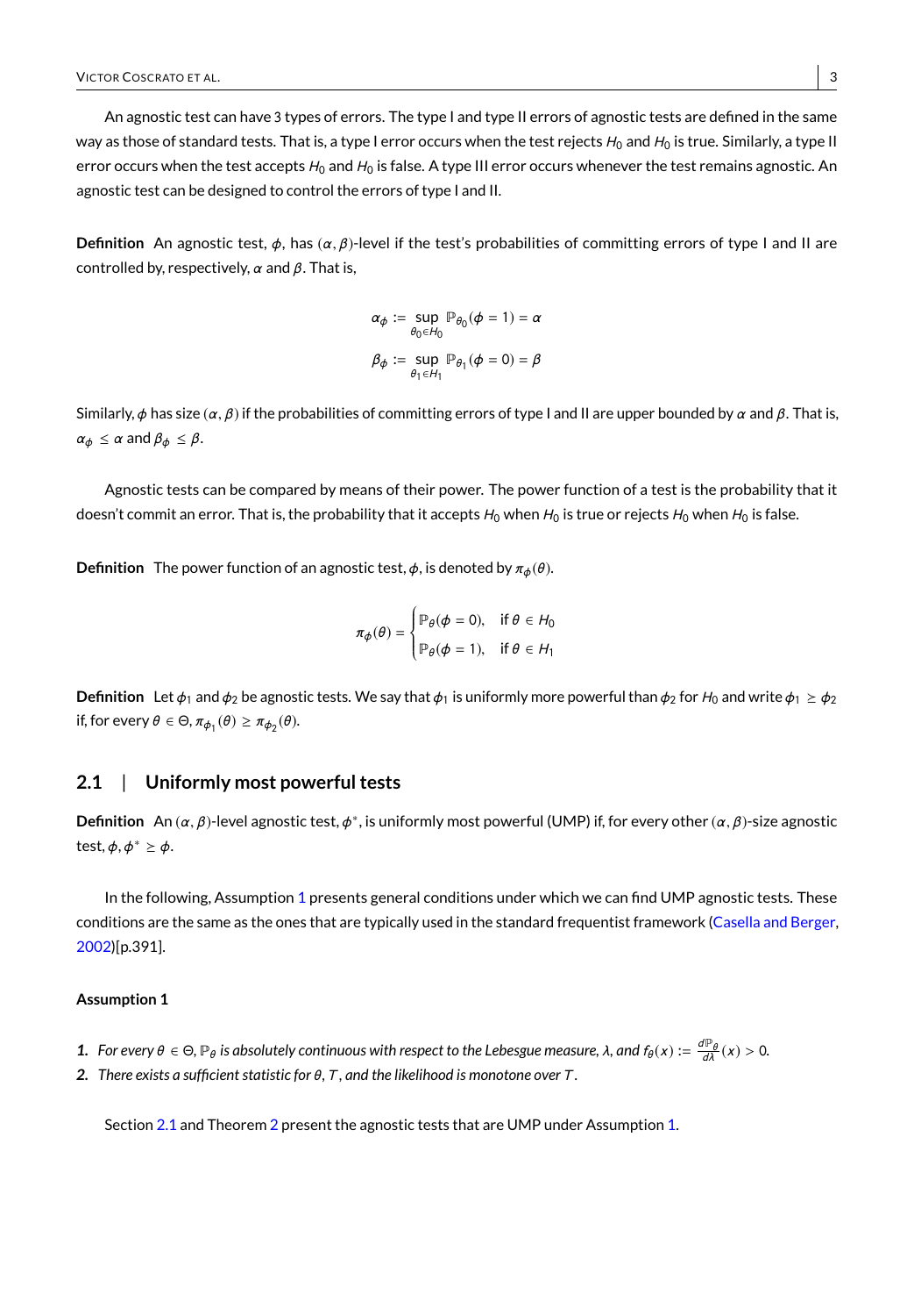An agnostic test can have 3 types of errors. The type I and type II errors of agnostic tests are defined in the same way as those of standard tests. That is, a type I error occurs when the test rejects $H_0$ and $H_0$ is true. Similarly, a type II error occurs when the test accepts $H_0$ and $H_0$ is false. A type III error occurs whenever the test remains agnostic. An agnostic test can be designed to control the errors of type I and II.

**Definition** An agnostic test, $\phi$, has $(\alpha, \beta)$-level if the test's probabilities of committing errors of type I and II are controlled by, respectively, $\alpha$ and $\beta$. That is,

$$\alpha_\phi := \sup_{\theta_0 \in H_0} \mathbb{P}_{\theta_0}(\phi = 1) = \alpha$$

$$\beta_\phi := \sup_{\theta_1 \in H_1} \mathbb{P}_{\theta_1}(\phi = 0) = \beta$$

Similarly, $\phi$ has size $(\alpha, \beta)$ if the probabilities of committing errors of type I and II are upper bounded by $\alpha$ and $\beta$. That is, $\alpha_\phi \leq \alpha$ and $\beta_\phi \leq \beta$.

Agnostic tests can be compared by means of their power. The power function of a test is the probability that it doesn't commit an error. That is, the probability that it accepts $H_0$ when $H_0$ is true or rejects $H_0$ when $H_0$ is false.

**Definition** The power function of an agnostic test, $\phi$, is denoted by $\pi_\phi(\theta)$.

$$\pi_\phi(\theta) = \begin{cases} \mathbb{P}_\theta(\phi = 0), & \text{if } \theta \in H_0 \\ \mathbb{P}_\theta(\phi = 1), & \text{if } \theta \in H_1 \end{cases}$$

**Definition** Let $\phi_1$ and $\phi_2$ be agnostic tests. We say that $\phi_1$ is uniformly more powerful than $\phi_2$ for $H_0$ and write $\phi_1 \geq \phi_2$ if, for every $\theta \in \Theta$, $\pi_{\phi_1}(\theta) \geq \pi_{\phi_2}(\theta)$.

## 2.1 | Uniformly most powerful tests

**Definition** An $(\alpha, \beta)$-level agnostic test, $\phi^*$, is uniformly most powerful (UMP) if, for every other $(\alpha, \beta)$-size agnostic test, $\phi$, $\phi^* \geq \phi$.

In the following, Assumption 1 presents general conditions under which we can find UMP agnostic tests. These conditions are the same as the ones that are typically used in the standard frequentist framework (Casella and Berger, 2002)[p.391].

**Assumption 1**

1. *For every $\theta \in \Theta$, $\mathbb{P}_\theta$ is absolutely continuous with respect to the Lebesgue measure, $\lambda$, and $f_\theta(x) := \frac{d\mathbb{P}_\theta}{d\lambda}(x) > 0$.*
2. *There exists a sufficient statistic for $\theta$, $T$, and the likelihood is monotone over $T$.*

Section 2.1 and Theorem 2 present the agnostic tests that are UMP under Assumption 1.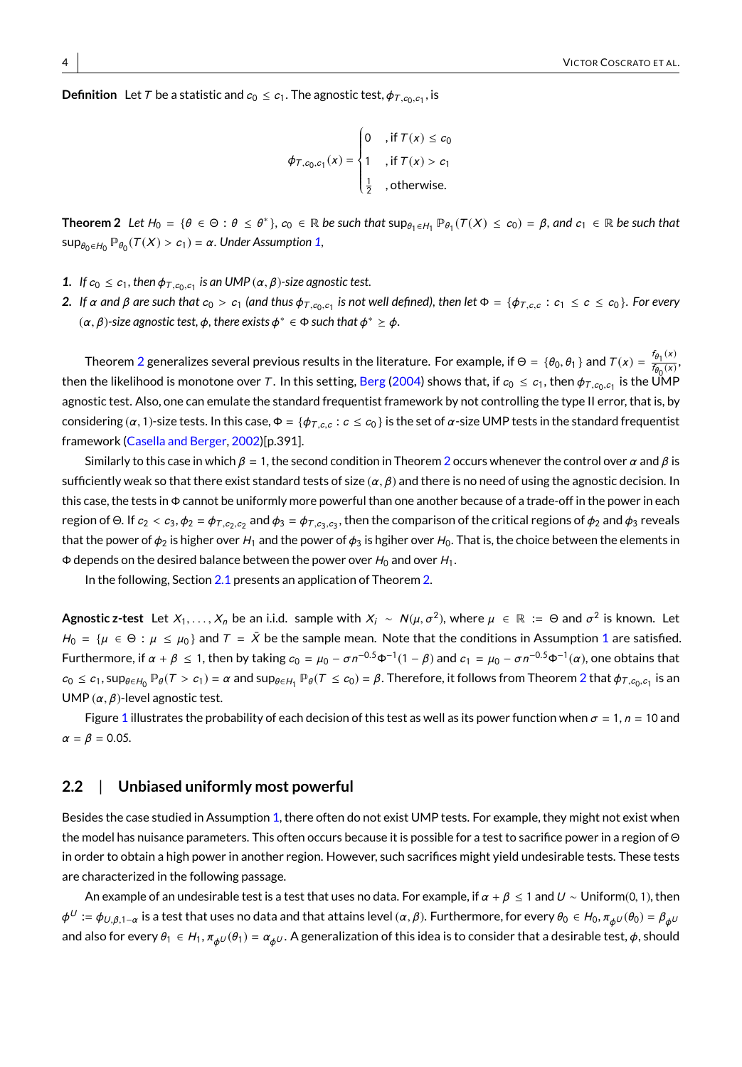**Definition** Let $T$ be a statistic and $c_0 \leq c_1$. The agnostic test, $\phi_{T,c_0,c_1}$, is

$$\phi_{T,c_0,c_1}(x) = \begin{cases} 0 & \text{, if } T(x) \leq c_0 \\ 1 & \text{, if } T(x) > c_1 \\ \frac{1}{2} & \text{, otherwise.} \end{cases}$$

**Theorem 2** *Let $H_0 = \{\theta \in \Theta : \theta \leq \theta^*\}$, $c_0 \in \mathbb{R}$ be such that $\sup_{\theta_1 \in H_1} \mathbb{P}_{\theta_1}(T(X) \leq c_0) = \beta$, and $c_1 \in \mathbb{R}$ be such that $\sup_{\theta_0 \in H_0} \mathbb{P}_{\theta_0}(T(X) > c_1) = \alpha$. Under Assumption 1,*

1. *If $c_0 \leq c_1$, then $\phi_{T,c_0,c_1}$ is an UMP $(\alpha,\beta)$-size agnostic test.*
2. *If $\alpha$ and $\beta$ are such that $c_0 > c_1$ (and thus $\phi_{T,c_0,c_1}$ is not well defined), then let $\Phi = \{\phi_{T,c,c} : c_1 \leq c \leq c_0\}$. For every $(\alpha,\beta)$-size agnostic test, $\phi$, there exists $\phi^* \in \Phi$ such that $\phi^* \geq \phi$.*

Theorem 2 generalizes several previous results in the literature. For example, if $\Theta = \{\theta_0, \theta_1\}$ and $T(x) = \frac{f_{\theta_1}(x)}{f_{\theta_0}(x)}$, then the likelihood is monotone over $T$. In this setting, Berg (2004) shows that, if $c_0 \leq c_1$, then $\phi_{T,c_0,c_1}$ is the UMP agnostic test. Also, one can emulate the standard frequentist framework by not controlling the type II error, that is, by considering $(\alpha, 1)$-size tests. In this case, $\Phi = \{\phi_{T,c,c} : c \leq c_0\}$ is the set of $\alpha$-size UMP tests in the standard frequentist framework (Casella and Berger, 2002)[p.391].

Similarly to this case in which $\beta = 1$, the second condition in Theorem 2 occurs whenever the control over $\alpha$ and $\beta$ is sufficiently weak so that there exist standard tests of size $(\alpha,\beta)$ and there is no need of using the agnostic decision. In this case, the tests in $\Phi$ cannot be uniformly more powerful than one another because of a trade-off in the power in each region of $\Theta$. If $c_2 < c_3$, $\phi_2 = \phi_{T,c_2,c_2}$ and $\phi_3 = \phi_{T,c_3,c_3}$, then the comparison of the critical regions of $\phi_2$ and $\phi_3$ reveals that the power of $\phi_2$ is higher over $H_1$ and the power of $\phi_3$ is hgiher over $H_0$. That is, the choice between the elements in $\Phi$ depends on the desired balance between the power over $H_0$ and over $H_1$.

In the following, Section 2.1 presents an application of Theorem 2.

**Agnostic z-test** Let $X_1, \ldots, X_n$ be an i.i.d. sample with $X_i \sim N(\mu, \sigma^2)$, where $\mu \in \mathbb{R} := \Theta$ and $\sigma^2$ is known. Let $H_0 = \{\mu \in \Theta : \mu \leq \mu_0\}$ and $T = \bar{X}$ be the sample mean. Note that the conditions in Assumption 1 are satisfied. Furthermore, if $\alpha + \beta \leq 1$, then by taking $c_0 = \mu_0 - \sigma n^{-0.5}\Phi^{-1}(1-\beta)$ and $c_1 = \mu_0 - \sigma n^{-0.5}\Phi^{-1}(\alpha)$, one obtains that $c_0 \leq c_1$, $\sup_{\theta \in H_0} \mathbb{P}_\theta(T > c_1) = \alpha$ and $\sup_{\theta \in H_1} \mathbb{P}_\theta(T \leq c_0) = \beta$. Therefore, it follows from Theorem 2 that $\phi_{T,c_0,c_1}$ is an UMP $(\alpha,\beta)$-level agnostic test.

Figure 1 illustrates the probability of each decision of this test as well as its power function when $\sigma = 1$, $n = 10$ and $\alpha = \beta = 0.05$.

## 2.2 | Unbiased uniformly most powerful

Besides the case studied in Assumption 1, there often do not exist UMP tests. For example, they might not exist when the model has nuisance parameters. This often occurs because it is possible for a test to sacrifice power in a region of $\Theta$ in order to obtain a high power in another region. However, such sacrifices might yield undesirable tests. These tests are characterized in the following passage.

An example of an undesirable test is a test that uses no data. For example, if $\alpha + \beta \leq 1$ and $U \sim \text{Uniform}(0,1)$, then $\phi^U := \phi_{U,\beta,1-\alpha}$ is a test that uses no data and that attains level $(\alpha,\beta)$. Furthermore, for every $\theta_0 \in H_0$, $\pi_{\phi^U}(\theta_0) = \beta_{\phi^U}$ and also for every $\theta_1 \in H_1$, $\pi_{\phi^U}(\theta_1) = \alpha_{\phi^U}$. A generalization of this idea is to consider that a desirable test, $\phi$, should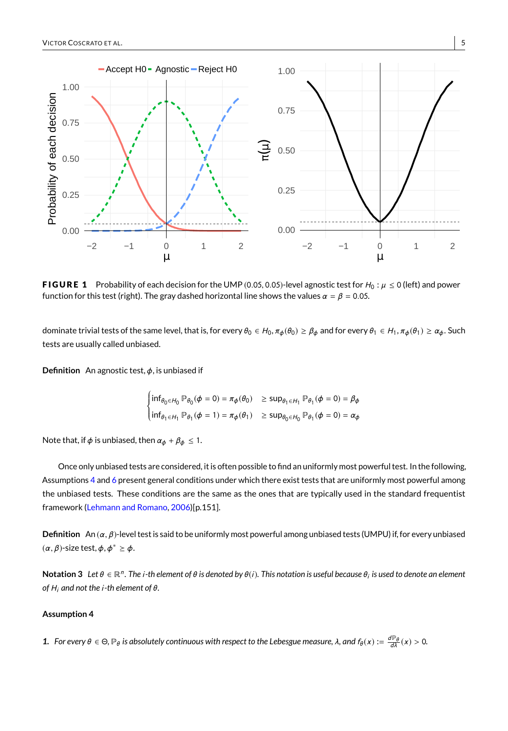**FIGURE 1** Probability of each decision for the UMP (0.05, 0.05)-level agnostic test for $H_0 : \mu \leq 0$ (left) and power function for this test (right). The gray dashed horizontal line shows the values $\alpha = \beta = 0.05$.

dominate trivial tests of the same level, that is, for every $\theta_0 \in H_0, \pi_\phi(\theta_0) \geq \beta_\phi$ and for every $\theta_1 \in H_1, \pi_\phi(\theta_1) \geq \alpha_\phi$. Such tests are usually called unbiased.

**Definition** An agnostic test, $\phi$, is unbiased if

$$\begin{cases} \inf_{\theta_0 \in H_0} \mathbb{P}_{\theta_0}(\phi = 0) = \pi_\phi(\theta_0) & \geq \sup_{\theta_1 \in H_1} \mathbb{P}_{\theta_1}(\phi = 0) = \beta_\phi \\ \inf_{\theta_1 \in H_1} \mathbb{P}_{\theta_1}(\phi = 1) = \pi_\phi(\theta_1) & \geq \sup_{\theta_0 \in H_0} \mathbb{P}_{\theta_1}(\phi = 0) = \alpha_\phi \end{cases}$$

Note that, if $\phi$ is unbiased, then $\alpha_\phi + \beta_\phi \leq 1$.

Once only unbiased tests are considered, it is often possible to find an uniformly most powerful test. In the following, Assumptions 4 and 6 present general conditions under which there exist tests that are uniformly most powerful among the unbiased tests. These conditions are the same as the ones that are typically used in the standard frequentist framework (Lehmann and Romano, 2006)[p.151].

**Definition** An $(\alpha, \beta)$-level test is said to be uniformly most powerful among unbiased tests (UMPU) if, for every unbiased $(\alpha, \beta)$-size test, $\phi, \phi^* \geq \phi$.

**Notation 3** *Let $\theta \in \mathbb{R}^n$. The $i$-th element of $\theta$ is denoted by $\theta(i)$. This notation is useful because $\theta_i$ is used to denote an element of $H_i$ and not the $i$-th element of $\theta$.*

**Assumption 4**

1. *For every $\theta \in \Theta, \mathbb{P}_\theta$ is absolutely continuous with respect to the Lebesgue measure, $\lambda$, and $f_\theta(x) := \frac{d\mathbb{P}_\theta}{d\lambda}(x) > 0$.*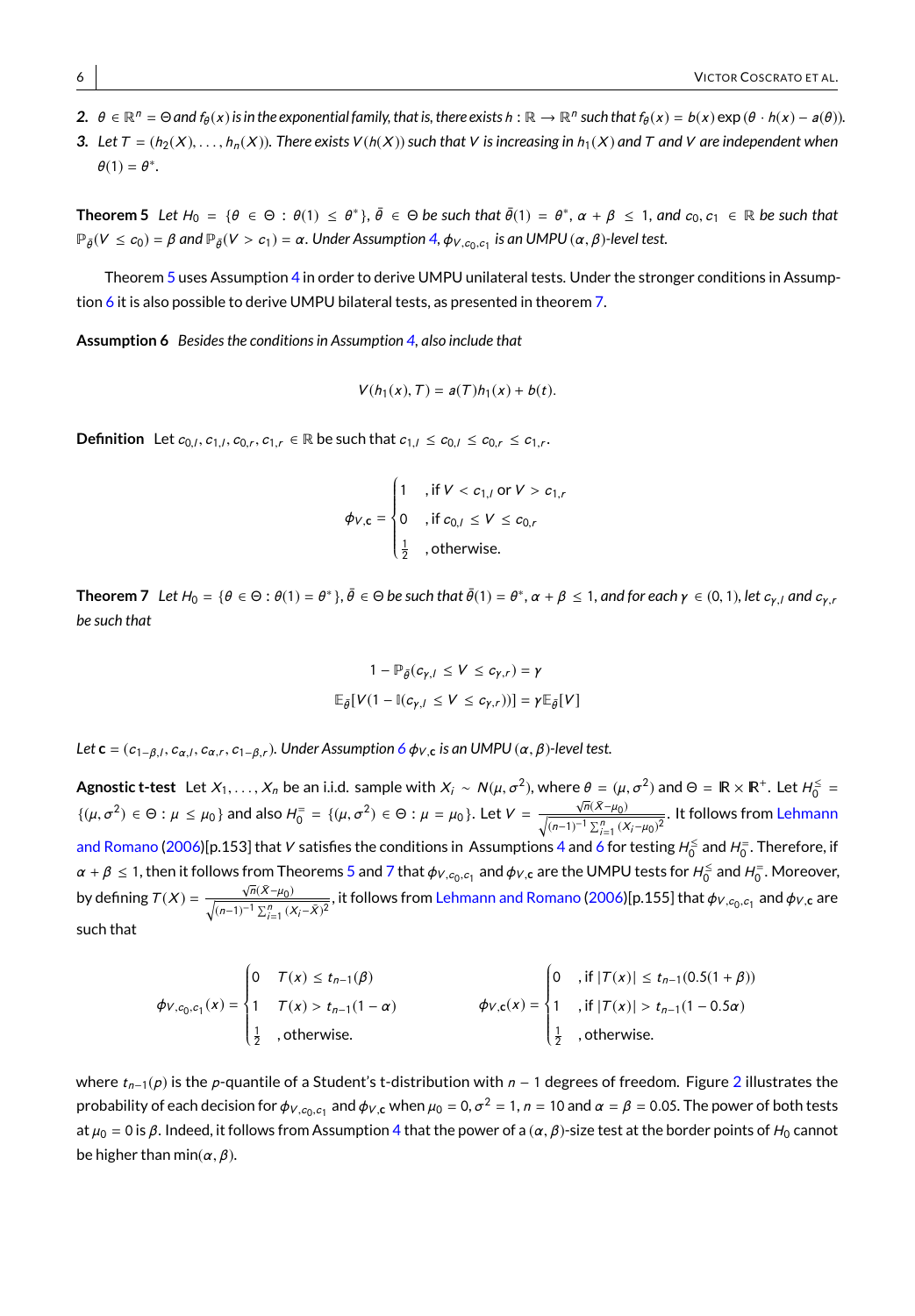2. $\theta \in \mathbb{R}^n = \Theta$ and $f_\theta(x)$ is in the exponential family, that is, there exists $h : \mathbb{R} \to \mathbb{R}^n$ such that $f_\theta(x) = b(x)\exp(\theta \cdot h(x) - a(\theta))$.
3. Let $T = (h_2(X), \ldots, h_n(X))$. There exists $V(h(X))$ such that $V$ is increasing in $h_1(X)$ and $T$ and $V$ are independent when $\theta(1) = \theta^*$.

**Theorem 5** *Let $H_0 = \{\theta \in \Theta : \theta(1) \leq \theta^*\}$, $\bar{\theta} \in \Theta$ be such that $\bar{\theta}(1) = \theta^*$, $\alpha + \beta \leq 1$, and $c_0, c_1 \in \mathbb{R}$ be such that $\mathbb{P}_{\bar{\theta}}(V \leq c_0) = \beta$ and $\mathbb{P}_{\bar{\theta}}(V > c_1) = \alpha$. Under Assumption 4, $\phi_{V,c_0,c_1}$ is an UMPU $(\alpha, \beta)$-level test.*

Theorem 5 uses Assumption 4 in order to derive UMPU unilateral tests. Under the stronger conditions in Assumption 6 it is also possible to derive UMPU bilateral tests, as presented in theorem 7.

**Assumption 6** *Besides the conditions in Assumption 4, also include that*

$$V(h_1(x), T) = a(T)h_1(x) + b(t).$$

**Definition** Let $c_{0,l}, c_{1,l}, c_{0,r}, c_{1,r} \in \mathbb{R}$ be such that $c_{1,l} \leq c_{0,l} \leq c_{0,r} \leq c_{1,r}$.

$$\phi_{V,\mathbf{c}} = \begin{cases} 1 & \text{, if } V < c_{1,l} \text{ or } V > c_{1,r} \\ 0 & \text{, if } c_{0,l} \leq V \leq c_{0,r} \\ \frac{1}{2} & \text{, otherwise.} \end{cases}$$

**Theorem 7** *Let $H_0 = \{\theta \in \Theta : \theta(1) = \theta^*\}$, $\bar{\theta} \in \Theta$ be such that $\bar{\theta}(1) = \theta^*$, $\alpha + \beta \leq 1$, and for each $\gamma \in (0, 1)$, let $c_{\gamma,l}$ and $c_{\gamma,r}$ be such that*

$$1 - \mathbb{P}_{\bar{\theta}}(c_{\gamma,l} \leq V \leq c_{\gamma,r}) = \gamma$$
$$\mathbb{E}_{\bar{\theta}}[V(1 - \mathbb{I}(c_{\gamma,l} \leq V \leq c_{\gamma,r}))] = \gamma \mathbb{E}_{\bar{\theta}}[V]$$

*Let $\mathbf{c} = (c_{1-\beta,l}, c_{\alpha,l}, c_{\alpha,r}, c_{1-\beta,r})$. Under Assumption 6 $\phi_{V,\mathbf{c}}$ is an UMPU $(\alpha, \beta)$-level test.*

**Agnostic t-test** Let $X_1, \ldots, X_n$ be an i.i.d. sample with $X_i \sim N(\mu, \sigma^2)$, where $\theta = (\mu, \sigma^2)$ and $\Theta = \mathbb{R} \times \mathbb{R}^+$. Let $H_0^{\leq} = \{(\mu, \sigma^2) \in \Theta : \mu \leq \mu_0\}$ and also $H_0^{=} = \{(\mu, \sigma^2) \in \Theta : \mu = \mu_0\}$. Let $V = \frac{\sqrt{n}(\bar{X} - \mu_0)}{\sqrt{(n-1)^{-1}\sum_{i=1}^n (X_i - \mu_0)^2}}$. It follows from Lehmann and Romano (2006)[p.153] that $V$ satisfies the conditions in Assumptions 4 and 6 for testing $H_0^{\leq}$ and $H_0^{=}$. Therefore, if $\alpha + \beta \leq 1$, then it follows from Theorems 5 and 7 that $\phi_{V,c_0,c_1}$ and $\phi_{V,\mathbf{c}}$ are the UMPU tests for $H_0^{\leq}$ and $H_0^{=}$. Moreover, by defining $T(X) = \frac{\sqrt{n}(\bar{X} - \mu_0)}{\sqrt{(n-1)^{-1}\sum_{i=1}^n (X_i - \bar{X})^2}}$, it follows from Lehmann and Romano (2006)[p.155] that $\phi_{V,c_0,c_1}$ and $\phi_{V,\mathbf{c}}$ are such that

$$\phi_{V,c_0,c_1}(x) = \begin{cases} 0 & T(x) \leq t_{n-1}(\beta) \\ 1 & T(x) > t_{n-1}(1 - \alpha) \\ \frac{1}{2} & \text{, otherwise.} \end{cases} \qquad \phi_{V,\mathbf{c}}(x) = \begin{cases} 0 & \text{, if } |T(x)| \leq t_{n-1}(0.5(1 + \beta)) \\ 1 & \text{, if } |T(x)| > t_{n-1}(1 - 0.5\alpha) \\ \frac{1}{2} & \text{, otherwise.} \end{cases}$$

where $t_{n-1}(p)$ is the $p$-quantile of a Student's t-distribution with $n - 1$ degrees of freedom. Figure 2 illustrates the probability of each decision for $\phi_{V,c_0,c_1}$ and $\phi_{V,\mathbf{c}}$ when $\mu_0 = 0, \sigma^2 = 1, n = 10$ and $\alpha = \beta = 0.05$. The power of both tests at $\mu_0 = 0$ is $\beta$. Indeed, it follows from Assumption 4 that the power of a $(\alpha, \beta)$-size test at the border points of $H_0$ cannot be higher than $\min(\alpha, \beta)$.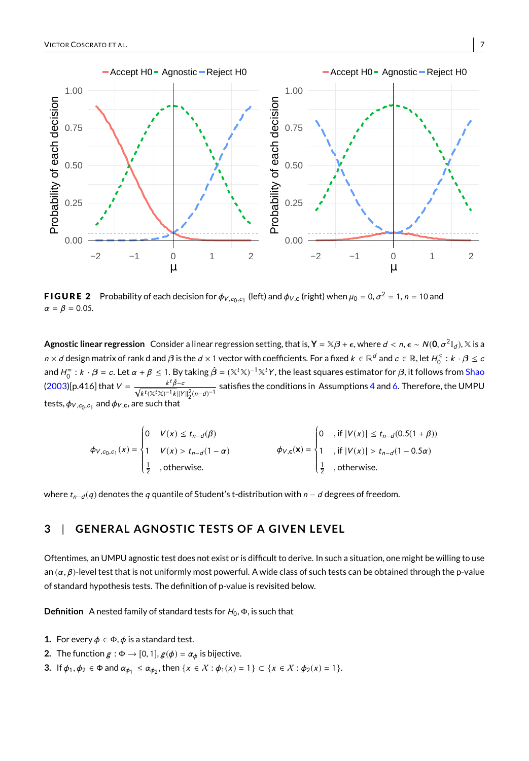**FIGURE 2** Probability of each decision for $\phi_{V,c_0,c_1}$ (left) and $\phi_{V,\mathbf{c}}$ (right) when $\mu_0 = 0, \sigma^2 = 1, n = 10$ and $\alpha = \beta = 0.05$.

**Agnostic linear regression** Consider a linear regression setting, that is, $\mathbf{Y} = \mathbb{X}\boldsymbol{\beta} + \boldsymbol{\epsilon}$, where $d < n$, $\boldsymbol{\epsilon} \sim N(\mathbf{0}, \sigma^2 \mathbb{I}_d)$, $\mathbb{X}$ is a $n \times d$ design matrix of rank d and $\boldsymbol{\beta}$ is the $d \times 1$ vector with coefficients. For a fixed $k \in \mathbb{R}^d$ and $c \in \mathbb{R}$, let $H_0^{\leq} : k \cdot \boldsymbol{\beta} \leq c$ and $H_0^{=} : k \cdot \boldsymbol{\beta} = c$. Let $\alpha + \beta \leq 1$. By taking $\hat{\boldsymbol{\beta}} = (\mathbb{X}^t\mathbb{X})^{-1}\mathbb{X}^t Y$, the least squares estimator for $\boldsymbol{\beta}$, it follows from Shao (2003)[p.416] that $V = \frac{k^t\hat{\beta}-c}{\sqrt{k^t(\mathbb{X}^t\mathbb{X})^{-1}k\|Y\|_2^2(n-d)^{-1}}}$ satisfies the conditions in Assumptions 4 and 6. Therefore, the UMPU tests, $\phi_{V,c_0,c_1}$ and $\phi_{V,\mathbf{c}}$, are such that

$$
\phi_{V,c_0,c_1}(x) = \begin{cases} 0 & V(x) \leq t_{n-d}(\beta) \\ 1 & V(x) > t_{n-d}(1-\alpha) \\ \frac{1}{2} & \text{, otherwise.} \end{cases} \qquad \phi_{V,\mathbf{c}}(\mathbf{x}) = \begin{cases} 0 & \text{, if } |V(x)| \leq t_{n-d}(0.5(1+\beta)) \\ 1 & \text{, if } |V(x)| > t_{n-d}(1-0.5\alpha) \\ \frac{1}{2} & \text{, otherwise.} \end{cases}
$$

where $t_{n-d}(q)$ denotes the $q$ quantile of Student's t-distribution with $n-d$ degrees of freedom.

## 3 | GENERAL AGNOSTIC TESTS OF A GIVEN LEVEL

Oftentimes, an UMPU agnostic test does not exist or is difficult to derive. In such a situation, one might be willing to use an $(\alpha, \beta)$-level test that is not uniformly most powerful. A wide class of such tests can be obtained through the p-value of standard hypothesis tests. The definition of p-value is revisited below.

**Definition** A nested family of standard tests for $H_0$, $\Phi$, is such that

1. For every $\phi \in \Phi$, $\phi$ is a standard test.
2. The function $g : \Phi \longrightarrow [0, 1]$, $g(\phi) = \alpha_\phi$ is bijective.
3. If $\phi_1, \phi_2 \in \Phi$ and $\alpha_{\phi_1} \leq \alpha_{\phi_2}$, then $\{x \in \mathcal{X} : \phi_1(x) = 1\} \subset \{x \in \mathcal{X} : \phi_2(x) = 1\}$.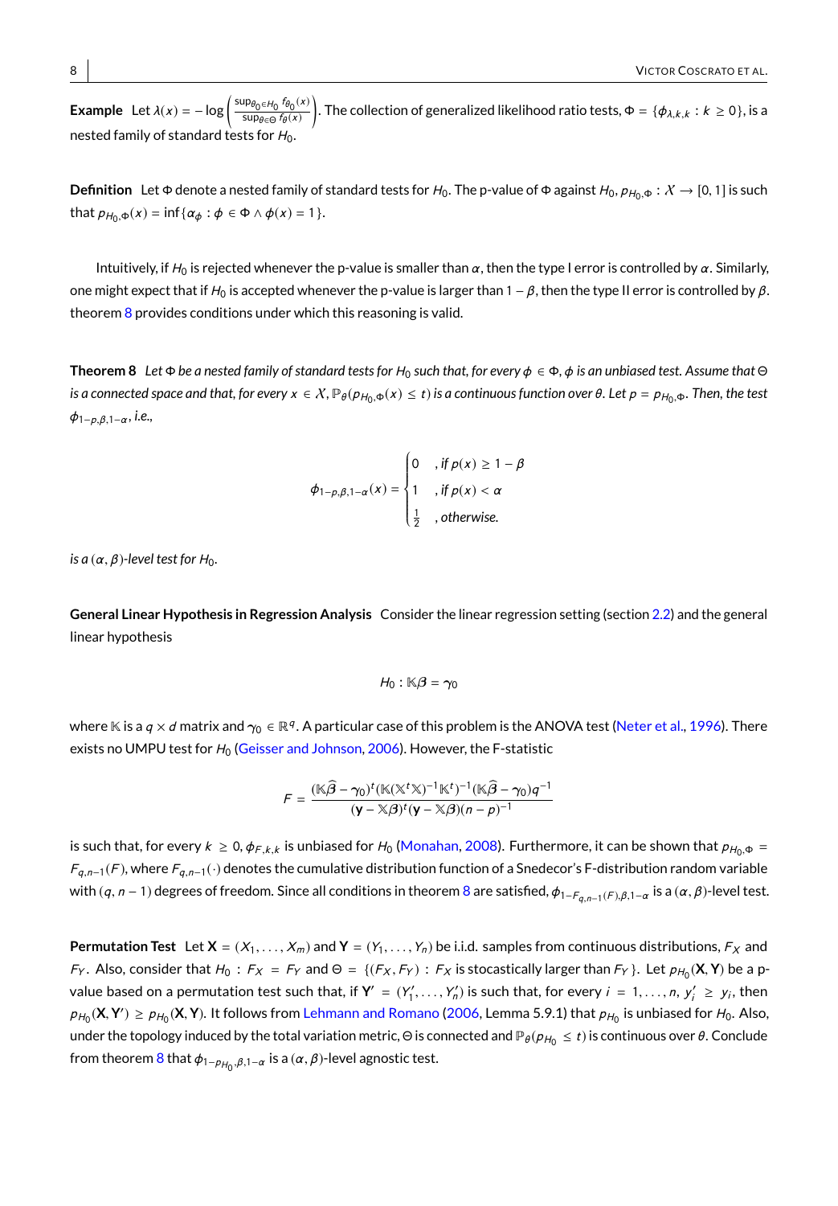**Example** Let $\lambda(x) = -\log\left(\frac{\sup_{\theta_0 \in H_0} f_{\theta_0}(x)}{\sup_{\theta \in \Theta} f_\theta(x)}\right)$. The collection of generalized likelihood ratio tests, $\Phi = \{\phi_{\lambda,k,k} : k \geq 0\}$, is a nested family of standard tests for $H_0$.

**Definition** Let $\Phi$ denote a nested family of standard tests for $H_0$. The p-value of $\Phi$ against $H_0$, $p_{H_0,\Phi} : \mathcal{X} \to [0,1]$ is such that $p_{H_0,\Phi}(x) = \inf\{\alpha_\phi : \phi \in \Phi \wedge \phi(x) = 1\}$.

Intuitively, if $H_0$ is rejected whenever the p-value is smaller than $\alpha$, then the type I error is controlled by $\alpha$. Similarly, one might expect that if $H_0$ is accepted whenever the p-value is larger than $1-\beta$, then the type II error is controlled by $\beta$. theorem 8 provides conditions under which this reasoning is valid.

**Theorem 8** *Let $\Phi$ be a nested family of standard tests for $H_0$ such that, for every $\phi \in \Phi$, $\phi$ is an unbiased test. Assume that $\Theta$ is a connected space and that, for every $x \in \mathcal{X}$, $\mathbb{P}_\theta(p_{H_0,\Phi}(x) \leq t)$ is a continuous function over $\theta$. Let $p = p_{H_0,\Phi}$. Then, the test $\phi_{1-p,\beta,1-\alpha}$, i.e.,*

$$\phi_{1-p,\beta,1-\alpha}(x) = \begin{cases} 0 & \text{, if } p(x) \geq 1-\beta \\ 1 & \text{, if } p(x) < \alpha \\ \frac{1}{2} & \text{, otherwise.} \end{cases}$$

*is a $(\alpha,\beta)$-level test for $H_0$.*

**General Linear Hypothesis in Regression Analysis** Consider the linear regression setting (section 2.2) and the general linear hypothesis

$$H_0 : \mathbb{K}\boldsymbol{\beta} = \boldsymbol{\gamma}_0$$

where $\mathbb{K}$ is a $q \times d$ matrix and $\boldsymbol{\gamma}_0 \in \mathbb{R}^q$. A particular case of this problem is the ANOVA test (Neter et al., 1996). There exists no UMPU test for $H_0$ (Geisser and Johnson, 2006). However, the F-statistic

$$F = \frac{(\mathbb{K}\widehat{\boldsymbol{\beta}} - \boldsymbol{\gamma}_0)^t(\mathbb{K}(\mathbb{X}^t\mathbb{X})^{-1}\mathbb{K}^t)^{-1}(\mathbb{K}\widehat{\boldsymbol{\beta}} - \boldsymbol{\gamma}_0)q^{-1}}{(\mathbf{y} - \mathbb{X}\boldsymbol{\beta})^t(\mathbf{y} - \mathbb{X}\boldsymbol{\beta})(n-p)^{-1}}$$

is such that, for every $k \geq 0$, $\phi_{F,k,k}$ is unbiased for $H_0$ (Monahan, 2008). Furthermore, it can be shown that $p_{H_0,\Phi} = F_{q,n-1}(F)$, where $F_{q,n-1}(\cdot)$ denotes the cumulative distribution function of a Snedecor's F-distribution random variable with $(q, n-1)$ degrees of freedom. Since all conditions in theorem 8 are satisfied, $\phi_{1-F_{q,n-1}(F),\beta,1-\alpha}$ is a $(\alpha,\beta)$-level test.

**Permutation Test** Let $\mathbf{X} = (X_1, \ldots, X_m)$ and $\mathbf{Y} = (Y_1, \ldots, Y_n)$ be i.i.d. samples from continuous distributions, $F_X$ and $F_Y$. Also, consider that $H_0 : F_X = F_Y$ and $\Theta = \{(F_X, F_Y) : F_X \text{ is stocastically larger than } F_Y\}$. Let $p_{H_0}(\mathbf{X},\mathbf{Y})$ be a p-value based on a permutation test such that, if $\mathbf{Y}' = (Y_1', \ldots, Y_n')$ is such that, for every $i = 1, \ldots, n$, $y_i' \geq y_i$, then $p_{H_0}(\mathbf{X},\mathbf{Y}') \geq p_{H_0}(\mathbf{X},\mathbf{Y})$. It follows from Lehmann and Romano (2006, Lemma 5.9.1) that $p_{H_0}$ is unbiased for $H_0$. Also, under the topology induced by the total variation metric, $\Theta$ is connected and $\mathbb{P}_\theta(p_{H_0} \leq t)$ is continuous over $\theta$. Conclude from theorem 8 that $\phi_{1-p_{H_0},\beta,1-\alpha}$ is a $(\alpha,\beta)$-level agnostic test.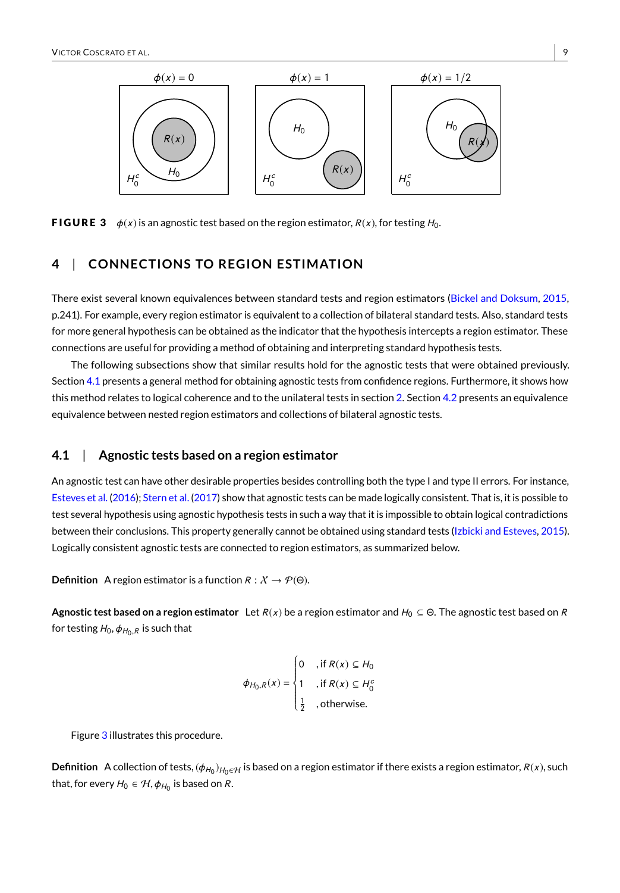**FIGURE 3** $\phi(x)$ is an agnostic test based on the region estimator, $R(x)$, for testing $H_0$.

## 4 | CONNECTIONS TO REGION ESTIMATION

There exist several known equivalences between standard tests and region estimators (Bickel and Doksum, 2015, p.241). For example, every region estimator is equivalent to a collection of bilateral standard tests. Also, standard tests for more general hypothesis can be obtained as the indicator that the hypothesis intercepts a region estimator. These connections are useful for providing a method of obtaining and interpreting standard hypothesis tests.

The following subsections show that similar results hold for the agnostic tests that were obtained previously. Section 4.1 presents a general method for obtaining agnostic tests from confidence regions. Furthermore, it shows how this method relates to logical coherence and to the unilateral tests in section 2. Section 4.2 presents an equivalence equivalence between nested region estimators and collections of bilateral agnostic tests.

### 4.1 | Agnostic tests based on a region estimator

An agnostic test can have other desirable properties besides controlling both the type I and type II errors. For instance, Esteves et al. (2016); Stern et al. (2017) show that agnostic tests can be made logically consistent. That is, it is possible to test several hypothesis using agnostic hypothesis tests in such a way that it is impossible to obtain logical contradictions between their conclusions. This property generally cannot be obtained using standard tests (Izbicki and Esteves, 2015). Logically consistent agnostic tests are connected to region estimators, as summarized below.

**Definition** A region estimator is a function $R : \mathcal{X} \rightarrow \mathcal{P}(\Theta)$.

**Agnostic test based on a region estimator** Let $R(x)$ be a region estimator and $H_0 \subseteq \Theta$. The agnostic test based on $R$ for testing $H_0$, $\phi_{H_0,R}$ is such that

$$\phi_{H_0,R}(x) = \begin{cases} 0 & \text{, if } R(x) \subseteq H_0 \\ 1 & \text{, if } R(x) \subseteq H_0^c \\ \frac{1}{2} & \text{, otherwise.} \end{cases}$$

Figure 3 illustrates this procedure.

**Definition** A collection of tests, $(\phi_{H_0})_{H_0 \in \mathcal{H}}$ is based on a region estimator if there exists a region estimator, $R(x)$, such that, for every $H_0 \in \mathcal{H}$, $\phi_{H_0}$ is based on $R$.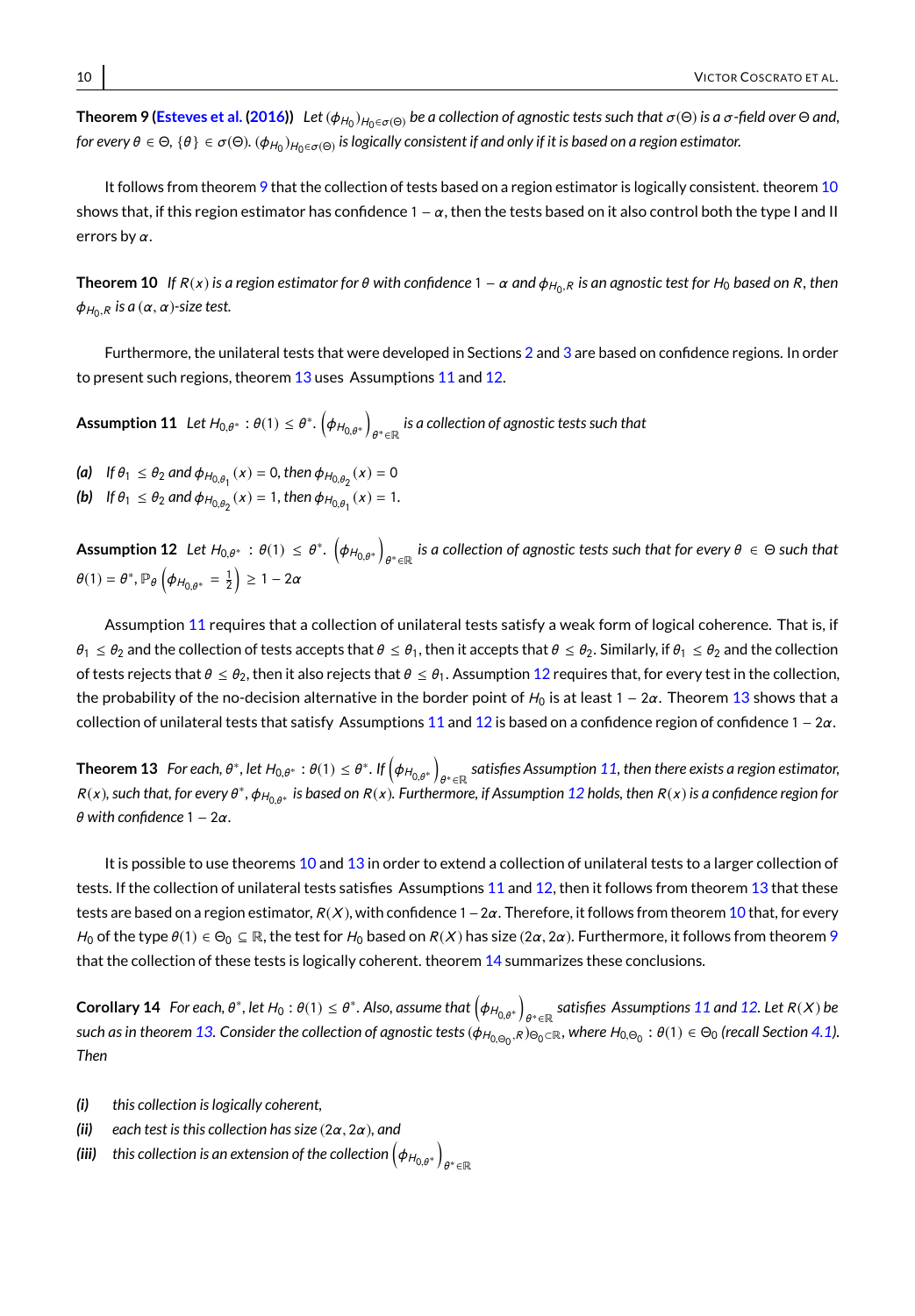**Theorem 9 (Esteves et al. (2016))** *Let $(\phi_{H_0})_{H_0 \in \sigma(\Theta)}$ be a collection of agnostic tests such that $\sigma(\Theta)$ is a $\sigma$-field over $\Theta$ and, for every $\theta \in \Theta$, $\{\theta\} \in \sigma(\Theta)$. $(\phi_{H_0})_{H_0 \in \sigma(\Theta)}$ is logically consistent if and only if it is based on a region estimator.*

It follows from theorem 9 that the collection of tests based on a region estimator is logically consistent. theorem 10 shows that, if this region estimator has confidence $1 - \alpha$, then the tests based on it also control both the type I and II errors by $\alpha$.

**Theorem 10** *If $R(x)$ is a region estimator for $\theta$ with confidence $1 - \alpha$ and $\phi_{H_0,R}$ is an agnostic test for $H_0$ based on $R$, then $\phi_{H_0,R}$ is a $(\alpha, \alpha)$-size test.*

Furthermore, the unilateral tests that were developed in Sections 2 and 3 are based on confidence regions. In order to present such regions, theorem 13 uses Assumptions 11 and 12.

**Assumption 11** *Let $H_{0,\theta^*} : \theta(1) \leq \theta^*$. $\left(\phi_{H_{0,\theta^*}}\right)_{\theta^* \in \mathbb{R}}$ is a collection of agnostic tests such that*

***(a)*** *If $\theta_1 \leq \theta_2$ and $\phi_{H_{0,\theta_1}}(x) = 0$, then $\phi_{H_{0,\theta_2}}(x) = 0$*
***(b)*** *If $\theta_1 \leq \theta_2$ and $\phi_{H_{0,\theta_2}}(x) = 1$, then $\phi_{H_{0,\theta_1}}(x) = 1$.*

**Assumption 12** *Let $H_{0,\theta^*} : \theta(1) \leq \theta^*$. $\left(\phi_{H_{0,\theta^*}}\right)_{\theta^* \in \mathbb{R}}$ is a collection of agnostic tests such that for every $\theta \in \Theta$ such that $\theta(1) = \theta^*$, $\mathbb{P}_\theta\left(\phi_{H_{0,\theta^*}} = \frac{1}{2}\right) \geq 1 - 2\alpha$*

Assumption 11 requires that a collection of unilateral tests satisfy a weak form of logical coherence. That is, if $\theta_1 \leq \theta_2$ and the collection of tests accepts that $\theta \leq \theta_1$, then it accepts that $\theta \leq \theta_2$. Similarly, if $\theta_1 \leq \theta_2$ and the collection of tests rejects that $\theta \leq \theta_2$, then it also rejects that $\theta \leq \theta_1$. Assumption 12 requires that, for every test in the collection, the probability of the no-decision alternative in the border point of $H_0$ is at least $1 - 2\alpha$. Theorem 13 shows that a collection of unilateral tests that satisfy Assumptions 11 and 12 is based on a confidence region of confidence $1 - 2\alpha$.

**Theorem 13** *For each, $\theta^*$, let $H_{0,\theta^*} : \theta(1) \leq \theta^*$. If $\left(\phi_{H_{0,\theta^*}}\right)_{\theta^* \in \mathbb{R}}$ satisfies Assumption 11, then there exists a region estimator, $R(x)$, such that, for every $\theta^*$, $\phi_{H_{0,\theta^*}}$ is based on $R(x)$. Furthermore, if Assumption 12 holds, then $R(x)$ is a confidence region for $\theta$ with confidence $1 - 2\alpha$.*

It is possible to use theorems 10 and 13 in order to extend a collection of unilateral tests to a larger collection of tests. If the collection of unilateral tests satisfies Assumptions 11 and 12, then it follows from theorem 13 that these tests are based on a region estimator, $R(X)$, with confidence $1 - 2\alpha$. Therefore, it follows from theorem 10 that, for every $H_0$ of the type $\theta(1) \in \Theta_0 \subseteq \mathbb{R}$, the test for $H_0$ based on $R(X)$ has size $(2\alpha, 2\alpha)$. Furthermore, it follows from theorem 9 that the collection of these tests is logically coherent. theorem 14 summarizes these conclusions.

**Corollary 14** *For each, $\theta^*$, let $H_0 : \theta(1) \leq \theta^*$. Also, assume that $\left(\phi_{H_{0,\theta^*}}\right)_{\theta^* \in \mathbb{R}}$ satisfies Assumptions 11 and 12. Let $R(X)$ be such as in theorem 13. Consider the collection of agnostic tests $(\phi_{H_{0,\Theta_0}, R})_{\Theta_0 \subset \mathbb{R}}$, where $H_{0,\Theta_0} : \theta(1) \in \Theta_0$ (recall Section 4.1). Then*

***(i)*** *this collection is logically coherent,*
***(ii)*** *each test is this collection has size $(2\alpha, 2\alpha)$, and*
***(iii)*** *this collection is an extension of the collection $\left(\phi_{H_{0,\theta^*}}\right)_{\theta^* \in \mathbb{R}}$*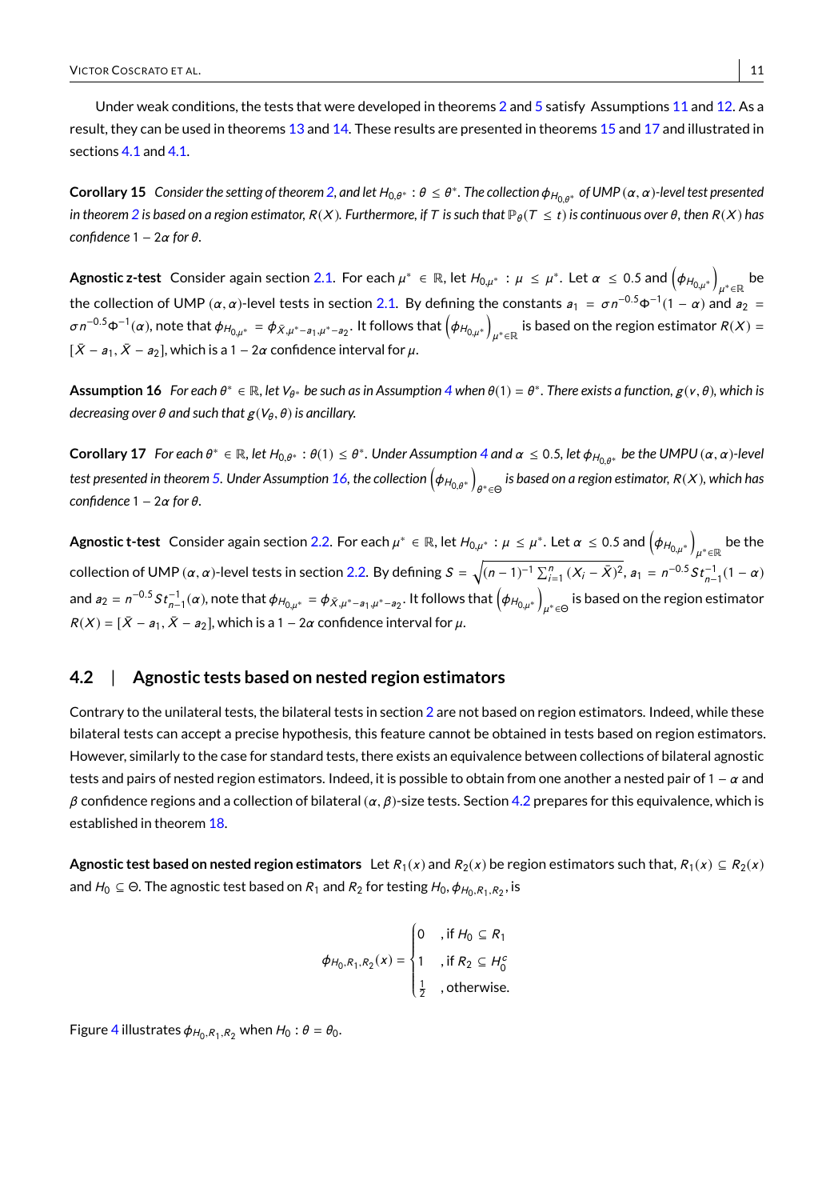Under weak conditions, the tests that were developed in theorems 2 and 5 satisfy Assumptions 11 and 12. As a result, they can be used in theorems 13 and 14. These results are presented in theorems 15 and 17 and illustrated in sections 4.1 and 4.1.

**Corollary 15** *Consider the setting of theorem 2, and let $H_{0,\theta^*}: \theta \leq \theta^*$. The collection $\phi_{H_{0,\theta^*}}$ of UMP $(\alpha, \alpha)$-level test presented in theorem 2 is based on a region estimator, $R(X)$. Furthermore, if $T$ is such that $\mathbb{P}_\theta(T \leq t)$ is continuous over $\theta$, then $R(X)$ has confidence $1 - 2\alpha$ for $\theta$.*

**Agnostic z-test** Consider again section 2.1. For each $\mu^* \in \mathbb{R}$, let $H_{0,\mu^*}: \mu \leq \mu^*$. Let $\alpha \leq 0.5$ and $\left(\phi_{H_{0,\mu^*}}\right)_{\mu^* \in \mathbb{R}}$ be the collection of UMP $(\alpha, \alpha)$-level tests in section 2.1. By defining the constants $a_1 = \sigma n^{-0.5}\Phi^{-1}(1-\alpha)$ and $a_2 = \sigma n^{-0.5}\Phi^{-1}(\alpha)$, note that $\phi_{H_{0,\mu^*}} = \phi_{\bar{X},\mu^*-a_1,\mu^*-a_2}$. It follows that $\left(\phi_{H_{0,\mu^*}}\right)_{\mu^* \in \mathbb{R}}$ is based on the region estimator $R(X) = [\bar{X} - a_1, \bar{X} - a_2]$, which is a $1 - 2\alpha$ confidence interval for $\mu$.

**Assumption 16** *For each $\theta^* \in \mathbb{R}$, let $V_{\theta^*}$ be such as in Assumption 4 when $\theta(1) = \theta^*$. There exists a function, $g(v, \theta)$, which is decreasing over $\theta$ and such that $g(V_\theta, \theta)$ is ancillary.*

**Corollary 17** *For each $\theta^* \in \mathbb{R}$, let $H_{0,\theta^*}: \theta(1) \leq \theta^*$. Under Assumption 4 and $\alpha \leq 0.5$, let $\phi_{H_{0,\theta^*}}$ be the UMPU $(\alpha, \alpha)$-level test presented in theorem 5. Under Assumption 16, the collection $\left(\phi_{H_{0,\theta^*}}\right)_{\theta^* \in \Theta}$ is based on a region estimator, $R(X)$, which has confidence $1 - 2\alpha$ for $\theta$.*

**Agnostic t-test** Consider again section 2.2. For each $\mu^* \in \mathbb{R}$, let $H_{0,\mu^*}: \mu \leq \mu^*$. Let $\alpha \leq 0.5$ and $\left(\phi_{H_{0,\mu^*}}\right)_{\mu^* \in \mathbb{R}}$ be the collection of UMP $(\alpha, \alpha)$-level tests in section 2.2. By defining $S = \sqrt{(n-1)^{-1}\sum_{i=1}^n (X_i - \bar{X})^2}$, $a_1 = n^{-0.5} S t_{n-1}^{-1}(1-\alpha)$ and $a_2 = n^{-0.5} S t_{n-1}^{-1}(\alpha)$, note that $\phi_{H_{0,\mu^*}} = \phi_{\bar{X},\mu^*-a_1,\mu^*-a_2}$. It follows that $\left(\phi_{H_{0,\mu^*}}\right)_{\mu^* \in \Theta}$ is based on the region estimator $R(X) = [\bar{X} - a_1, \bar{X} - a_2]$, which is a $1 - 2\alpha$ confidence interval for $\mu$.

## 4.2 | Agnostic tests based on nested region estimators

Contrary to the unilateral tests, the bilateral tests in section 2 are not based on region estimators. Indeed, while these bilateral tests can accept a precise hypothesis, this feature cannot be obtained in tests based on region estimators. However, similarly to the case for standard tests, there exists an equivalence between collections of bilateral agnostic tests and pairs of nested region estimators. Indeed, it is possible to obtain from one another a nested pair of $1 - \alpha$ and $\beta$ confidence regions and a collection of bilateral $(\alpha, \beta)$-size tests. Section 4.2 prepares for this equivalence, which is established in theorem 18.

**Agnostic test based on nested region estimators** Let $R_1(x)$ and $R_2(x)$ be region estimators such that, $R_1(x) \subseteq R_2(x)$ and $H_0 \subseteq \Theta$. The agnostic test based on $R_1$ and $R_2$ for testing $H_0$, $\phi_{H_0,R_1,R_2}$, is

$$
\phi_{H_0,R_1,R_2}(x) = \begin{cases} 0 & \text{, if } H_0 \subseteq R_1 \\ 1 & \text{, if } R_2 \subseteq H_0^c \\ \frac{1}{2} & \text{, otherwise.} \end{cases}
$$

Figure 4 illustrates $\phi_{H_0,R_1,R_2}$ when $H_0: \theta = \theta_0$.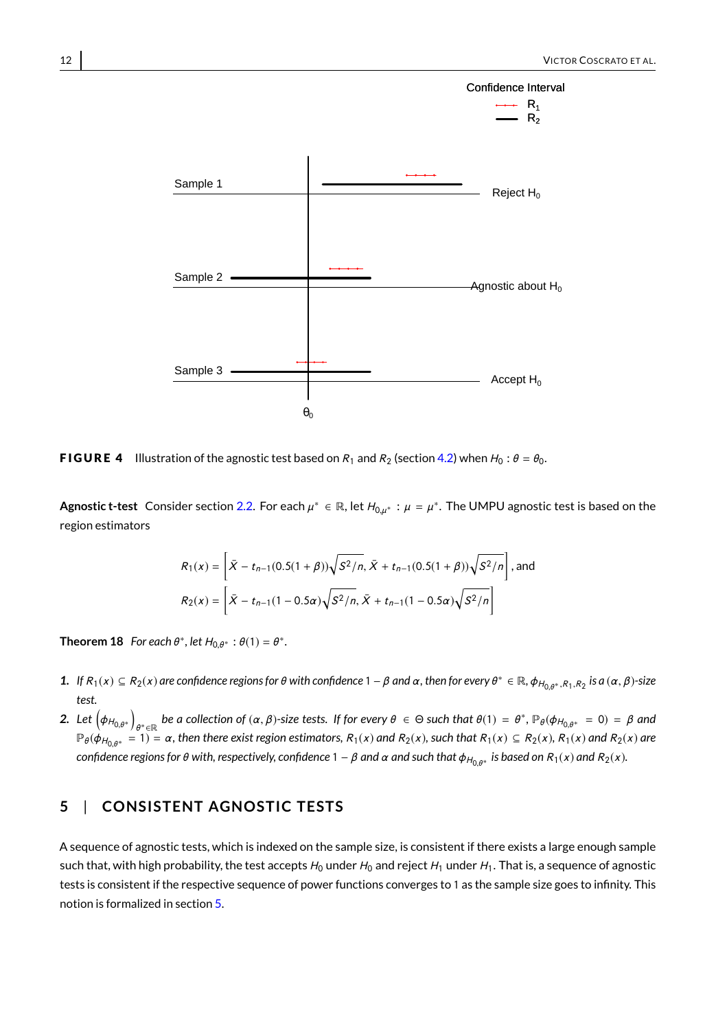**FIGURE 4** Illustration of the agnostic test based on $R_1$ and $R_2$ (section 4.2) when $H_0 : \theta = \theta_0$.

**Agnostic t-test** Consider section 2.2. For each $\mu^* \in \mathbb{R}$, let $H_{0,\mu^*} : \mu = \mu^*$. The UMPU agnostic test is based on the region estimators

$$R_1(x) = \left[\bar{X} - t_{n-1}(0.5(1+\beta))\sqrt{S^2/n}, \bar{X} + t_{n-1}(0.5(1+\beta))\sqrt{S^2/n}\right], \text{ and}$$

$$R_2(x) = \left[\bar{X} - t_{n-1}(1-0.5\alpha)\sqrt{S^2/n}, \bar{X} + t_{n-1}(1-0.5\alpha)\sqrt{S^2/n}\right]$$

**Theorem 18** *For each $\theta^*$, let $H_{0,\theta^*} : \theta(1) = \theta^*$.*

1. *If $R_1(x) \subseteq R_2(x)$ are confidence regions for $\theta$ with confidence $1-\beta$ and $\alpha$, then for every $\theta^* \in \mathbb{R}$, $\phi_{H_{0,\theta^*}, R_1, R_2}$ is a $(\alpha, \beta)$-size test.*
2. *Let $\left(\phi_{H_{0,\theta^*}}\right)_{\theta^* \in \mathbb{R}}$ be a collection of $(\alpha, \beta)$-size tests. If for every $\theta \in \Theta$ such that $\theta(1) = \theta^*$, $\mathbb{P}_\theta(\phi_{H_{0,\theta^*}} = 0) = \beta$ and $\mathbb{P}_\theta(\phi_{H_{0,\theta^*}} = 1) = \alpha$, then there exist region estimators, $R_1(x)$ and $R_2(x)$, such that $R_1(x) \subseteq R_2(x)$, $R_1(x)$ and $R_2(x)$ are confidence regions for $\theta$ with, respectively, confidence $1-\beta$ and $\alpha$ and such that $\phi_{H_{0,\theta^*}}$ is based on $R_1(x)$ and $R_2(x)$.*

## 5 | CONSISTENT AGNOSTIC TESTS

A sequence of agnostic tests, which is indexed on the sample size, is consistent if there exists a large enough sample such that, with high probability, the test accepts $H_0$ under $H_0$ and reject $H_1$ under $H_1$. That is, a sequence of agnostic tests is consistent if the respective sequence of power functions converges to 1 as the sample size goes to infinity. This notion is formalized in section 5.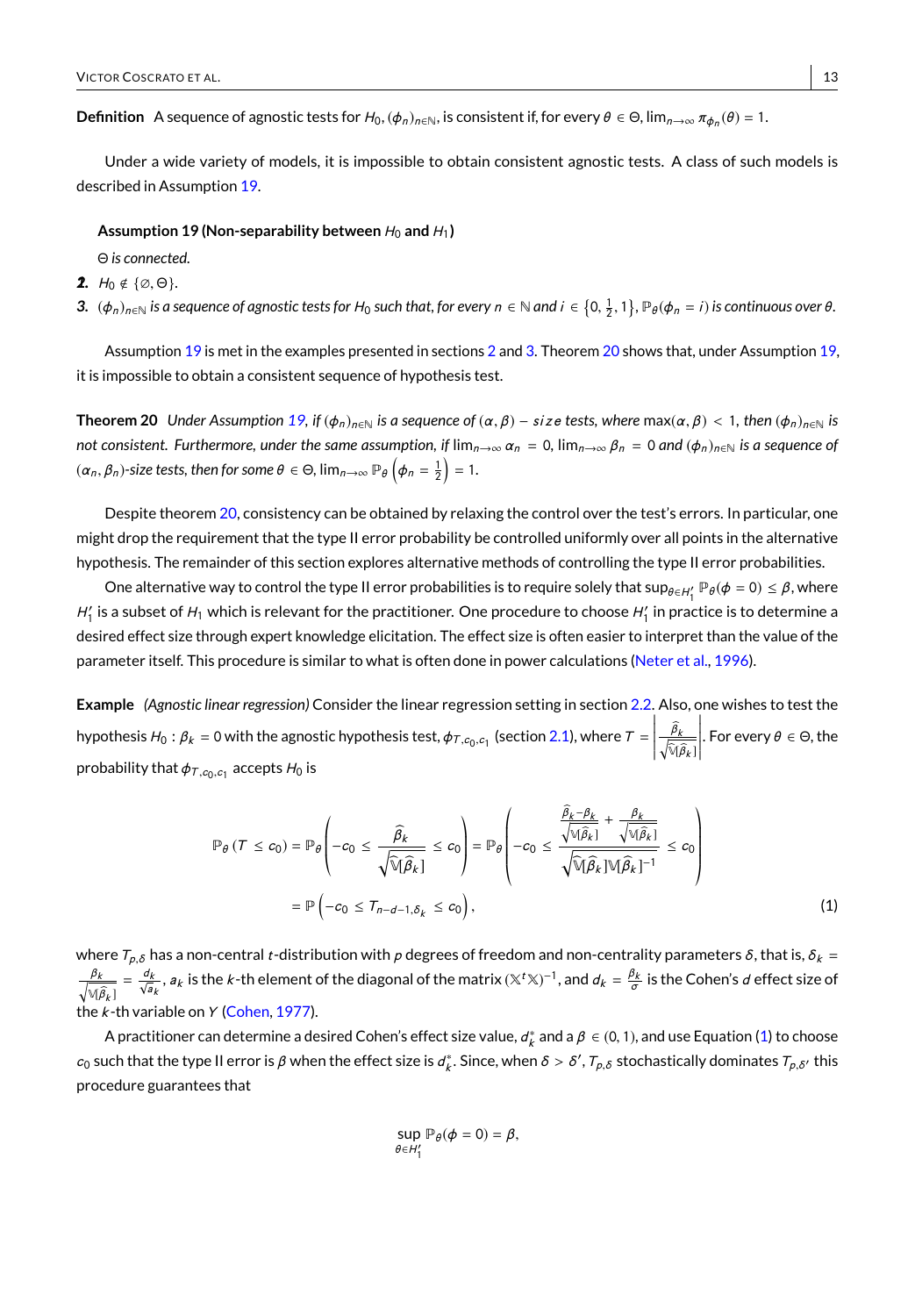**Definition** A sequence of agnostic tests for $H_0$, $(\phi_n)_{n \in \mathbb{N}}$, is consistent if, for every $\theta \in \Theta$, $\lim_{n\to\infty} \pi_{\phi_n}(\theta) = 1$.

Under a wide variety of models, it is impossible to obtain consistent agnostic tests. A class of such models is described in Assumption 19.

**Assumption 19 (Non-separability between $H_0$ and $H_1$)**

*$\Theta$ is connected.*

2. *$H_0 \notin \{\emptyset, \Theta\}$.*
3. *$(\phi_n)_{n\in\mathbb{N}}$ is a sequence of agnostic tests for $H_0$ such that, for every $n \in \mathbb{N}$ and $i \in \{0, \frac{1}{2}, 1\}$, $\mathbb{P}_\theta(\phi_n = i)$ is continuous over $\theta$.*

Assumption 19 is met in the examples presented in sections 2 and 3. Theorem 20 shows that, under Assumption 19, it is impossible to obtain a consistent sequence of hypothesis test.

**Theorem 20** *Under Assumption 19, if $(\phi_n)_{n\in\mathbb{N}}$ is a sequence of $(\alpha, \beta) - size$ tests, where $\max(\alpha, \beta) < 1$, then $(\phi_n)_{n\in\mathbb{N}}$ is not consistent. Furthermore, under the same assumption, if $\lim_{n\to\infty} \alpha_n = 0$, $\lim_{n\to\infty} \beta_n = 0$ and $(\phi_n)_{n\in\mathbb{N}}$ is a sequence of $(\alpha_n, \beta_n)$-size tests, then for some $\theta \in \Theta$, $\lim_{n\to\infty} \mathbb{P}_\theta\left(\phi_n = \frac{1}{2}\right) = 1$.*

Despite theorem 20, consistency can be obtained by relaxing the control over the test's errors. In particular, one might drop the requirement that the type II error probability be controlled uniformly over all points in the alternative hypothesis. The remainder of this section explores alternative methods of controlling the type II error probabilities.

One alternative way to control the type II error probabilities is to require solely that $\sup_{\theta \in H_1'} \mathbb{P}_\theta(\phi = 0) \leq \beta$, where $H_1'$ is a subset of $H_1$ which is relevant for the practitioner. One procedure to choose $H_1'$ in practice is to determine a desired effect size through expert knowledge elicitation. The effect size is often easier to interpret than the value of the parameter itself. This procedure is similar to what is often done in power calculations (Neter et al., 1996).

**Example** *(Agnostic linear regression)* Consider the linear regression setting in section 2.2. Also, one wishes to test the hypothesis $H_0 : \beta_k = 0$ with the agnostic hypothesis test, $\phi_{T,c_0,c_1}$ (section 2.1), where $T = \left|\frac{\widehat{\beta}_k}{\sqrt{\widehat{\mathbb{V}}[\widehat{\beta}_k]}}\right|$. For every $\theta \in \Theta$, the probability that $\phi_{T,c_0,c_1}$ accepts $H_0$ is

$$
\begin{aligned}
\mathbb{P}_\theta\left(T \leq c_0\right) = \mathbb{P}_\theta\left(-c_0 \leq \frac{\widehat{\beta}_k}{\sqrt{\widehat{\mathbb{V}}[\widehat{\beta}_k]}} \leq c_0\right) &= \mathbb{P}_\theta\left(-c_0 \leq \frac{\frac{\widehat{\beta}_k - \beta_k}{\sqrt{\mathbb{V}[\widehat{\beta}_k]}} + \frac{\beta_k}{\sqrt{\mathbb{V}[\widehat{\beta}_k]}}}{\sqrt{\widehat{\mathbb{V}}[\widehat{\beta}_k]\mathbb{V}[\widehat{\beta}_k]^{-1}}} \leq c_0\right) \\
&= \mathbb{P}\left(-c_0 \leq T_{n-d-1,\delta_k} \leq c_0\right),
\end{aligned} \tag{1}
$$

where $T_{p,\delta}$ has a non-central $t$-distribution with $p$ degrees of freedom and non-centrality parameters $\delta$, that is, $\delta_k = \frac{\beta_k}{\sqrt{\mathbb{V}[\widehat{\beta}_k]}} = \frac{d_k}{\sqrt{a_k}}$, $a_k$ is the $k$-th element of the diagonal of the matrix $(\mathbb{X}^t\mathbb{X})^{-1}$, and $d_k = \frac{\beta_k}{\sigma}$ is the Cohen's $d$ effect size of the $k$-th variable on $Y$ (Cohen, 1977).

A practitioner can determine a desired Cohen's effect size value, $d_k^*$ and a $\beta \in (0, 1)$, and use Equation (1) to choose $c_0$ such that the type II error is $\beta$ when the effect size is $d_k^*$. Since, when $\delta > \delta'$, $T_{p,\delta}$ stochastically dominates $T_{p,\delta'}$ this procedure guarantees that

$$
\sup_{\theta \in H_1'} \mathbb{P}_\theta(\phi = 0) = \beta,
$$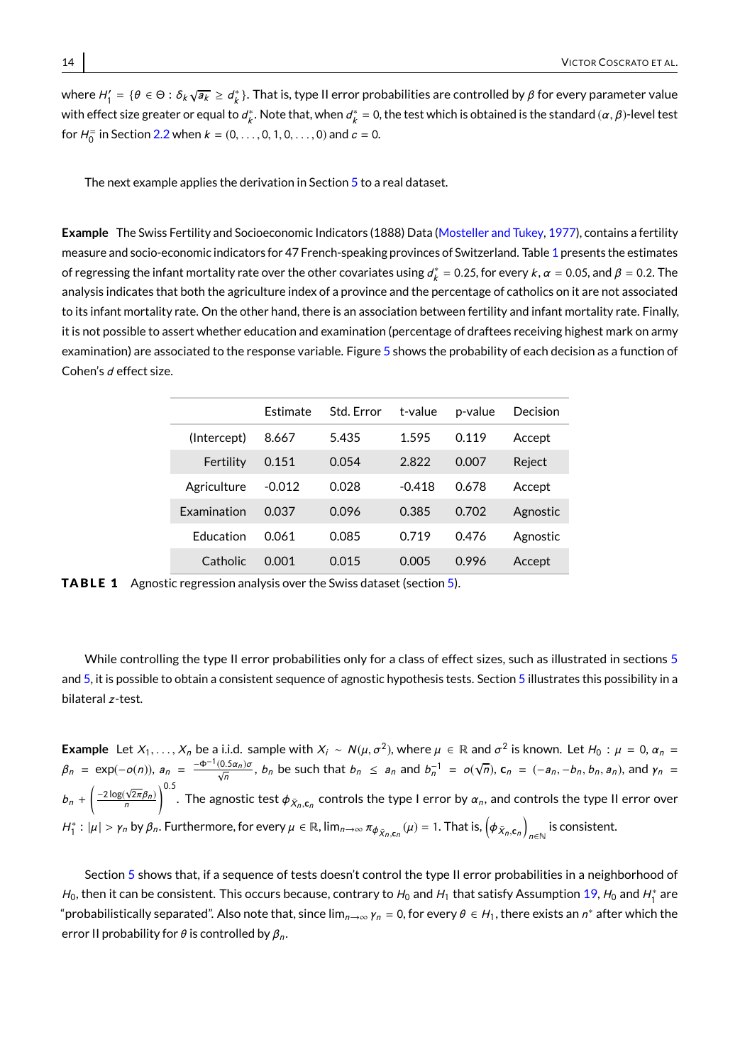where $H_1' = \{\theta \in \Theta : \delta_k \sqrt{a_k} \geq d_k^*\}$. That is, type II error probabilities are controlled by $\beta$ for every parameter value with effect size greater or equal to $d_k^*$. Note that, when $d_k^* = 0$, the test which is obtained is the standard $(\alpha, \beta)$-level test for $H_0^=$ in Section 2.2 when $k = (0, \ldots, 0, 1, 0, \ldots, 0)$ and $c = 0$.

The next example applies the derivation in Section 5 to a real dataset.

**Example** The Swiss Fertility and Socioeconomic Indicators (1888) Data (Mosteller and Tukey, 1977), contains a fertility measure and socio-economic indicators for 47 French-speaking provinces of Switzerland. Table 1 presents the estimates of regressing the infant mortality rate over the other covariates using $d_k^* = 0.25$, for every $k$, $\alpha = 0.05$, and $\beta = 0.2$. The analysis indicates that both the agriculture index of a province and the percentage of catholics on it are not associated to its infant mortality rate. On the other hand, there is an association between fertility and infant mortality rate. Finally, it is not possible to assert whether education and examination (percentage of draftees receiving highest mark on army examination) are associated to the response variable. Figure 5 shows the probability of each decision as a function of Cohen's $d$ effect size.

| | Estimate | Std. Error | t-value | p-value | Decision |
|---|---|---|---|---|---|
| (Intercept) | 8.667 | 5.435 | 1.595 | 0.119 | Accept |
| Fertility | 0.151 | 0.054 | 2.822 | 0.007 | Reject |
| Agriculture | -0.012 | 0.028 | -0.418 | 0.678 | Accept |
| Examination | 0.037 | 0.096 | 0.385 | 0.702 | Agnostic |
| Education | 0.061 | 0.085 | 0.719 | 0.476 | Agnostic |
| Catholic | 0.001 | 0.015 | 0.005 | 0.996 | Accept |

**TABLE 1** Agnostic regression analysis over the Swiss dataset (section 5).

While controlling the type II error probabilities only for a class of effect sizes, such as illustrated in sections 5 and 5, it is possible to obtain a consistent sequence of agnostic hypothesis tests. Section 5 illustrates this possibility in a bilateral $z$-test.

**Example** Let $X_1, \ldots, X_n$ be a i.i.d. sample with $X_i \sim N(\mu, \sigma^2)$, where $\mu \in \mathbb{R}$ and $\sigma^2$ is known. Let $H_0 : \mu = 0$, $\alpha_n = \beta_n = \exp(-o(n))$, $a_n = \frac{-\Phi^{-1}(0.5\alpha_n)\sigma}{\sqrt{n}}$, $b_n$ be such that $b_n \leq a_n$ and $b_n^{-1} = o(\sqrt{n})$, $\mathbf{c}_n = (-a_n, -b_n, b_n, a_n)$, and $\gamma_n = b_n + \left(\frac{-2\log(\sqrt{2\pi}\beta_n)}{n}\right)^{0.5}$. The agnostic test $\phi_{\bar{X}_n, \mathbf{c}_n}$ controls the type I error by $\alpha_n$, and controls the type II error over $H_1^* : |\mu| > \gamma_n$ by $\beta_n$. Furthermore, for every $\mu \in \mathbb{R}$, $\lim_{n \to \infty} \pi_{\phi_{\bar{X}_n, \mathbf{c}_n}}(\mu) = 1$. That is, $\left(\phi_{\bar{X}_n, \mathbf{c}_n}\right)_{n \in \mathbb{N}}$ is consistent.

Section 5 shows that, if a sequence of tests doesn't control the type II error probabilities in a neighborhood of $H_0$, then it can be consistent. This occurs because, contrary to $H_0$ and $H_1$ that satisfy Assumption 19, $H_0$ and $H_1^*$ are "probabilistically separated". Also note that, since $\lim_{n \to \infty} \gamma_n = 0$, for every $\theta \in H_1$, there exists an $n^*$ after which the error II probability for $\theta$ is controlled by $\beta_n$.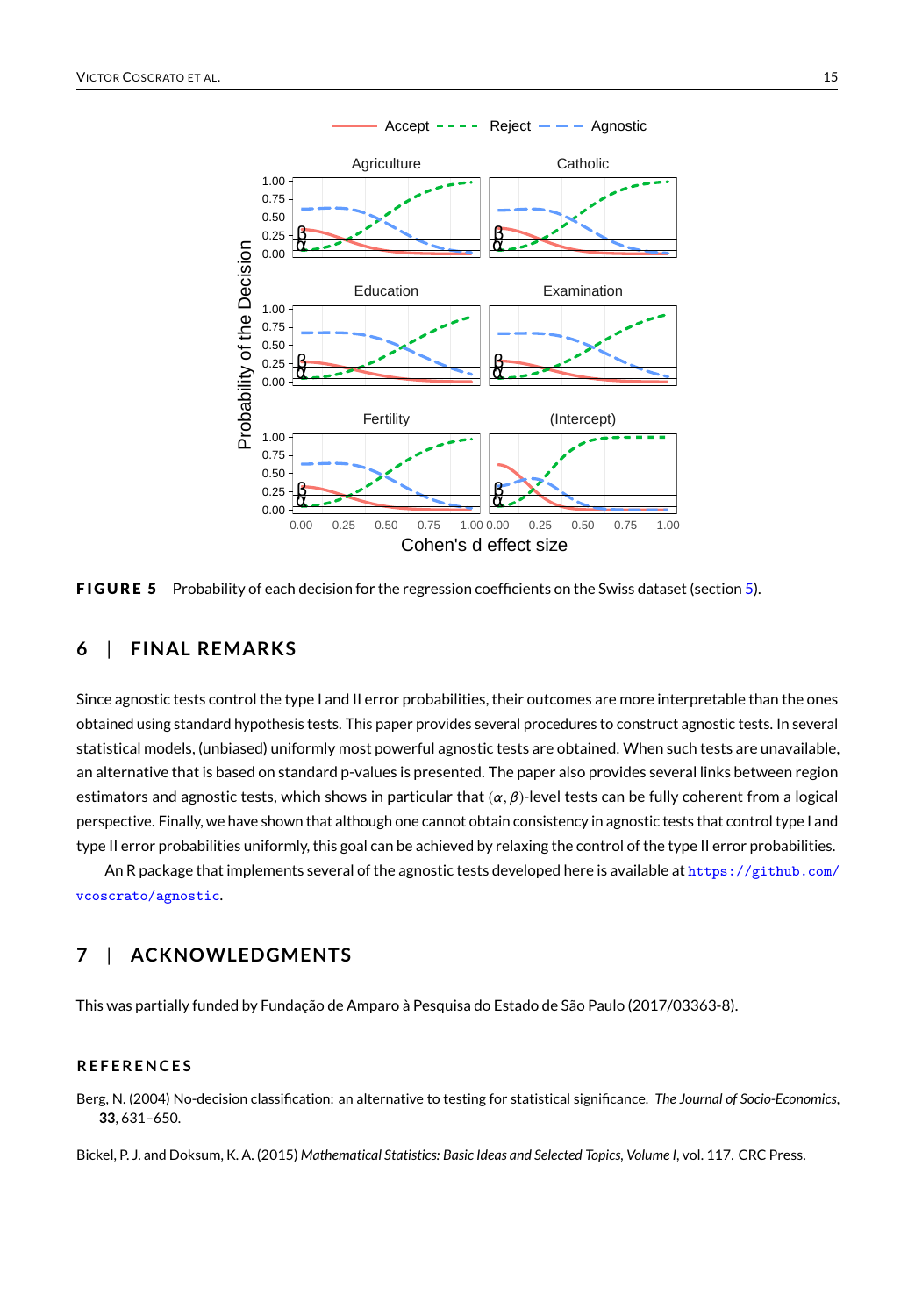**FIGURE 5** Probability of each decision for the regression coefficients on the Swiss dataset (section 5).

## 6 | FINAL REMARKS

Since agnostic tests control the type I and II error probabilities, their outcomes are more interpretable than the ones obtained using standard hypothesis tests. This paper provides several procedures to construct agnostic tests. In several statistical models, (unbiased) uniformly most powerful agnostic tests are obtained. When such tests are unavailable, an alternative that is based on standard p-values is presented. The paper also provides several links between region estimators and agnostic tests, which shows in particular that $(\alpha, \beta)$-level tests can be fully coherent from a logical perspective. Finally, we have shown that although one cannot obtain consistency in agnostic tests that control type I and type II error probabilities uniformly, this goal can be achieved by relaxing the control of the type II error probabilities.

An R package that implements several of the agnostic tests developed here is available at https://github.com/vcoscrato/agnostic.

## 7 | ACKNOWLEDGMENTS

This was partially funded by Fundação de Amparo à Pesquisa do Estado de São Paulo (2017/03363-8).

### REFERENCES

Berg, N. (2004) No-decision classification: an alternative to testing for statistical significance. *The Journal of Socio-Economics*, **33**, 631–650.

Bickel, P. J. and Doksum, K. A. (2015) *Mathematical Statistics: Basic Ideas and Selected Topics, Volume I*, vol. 117. CRC Press.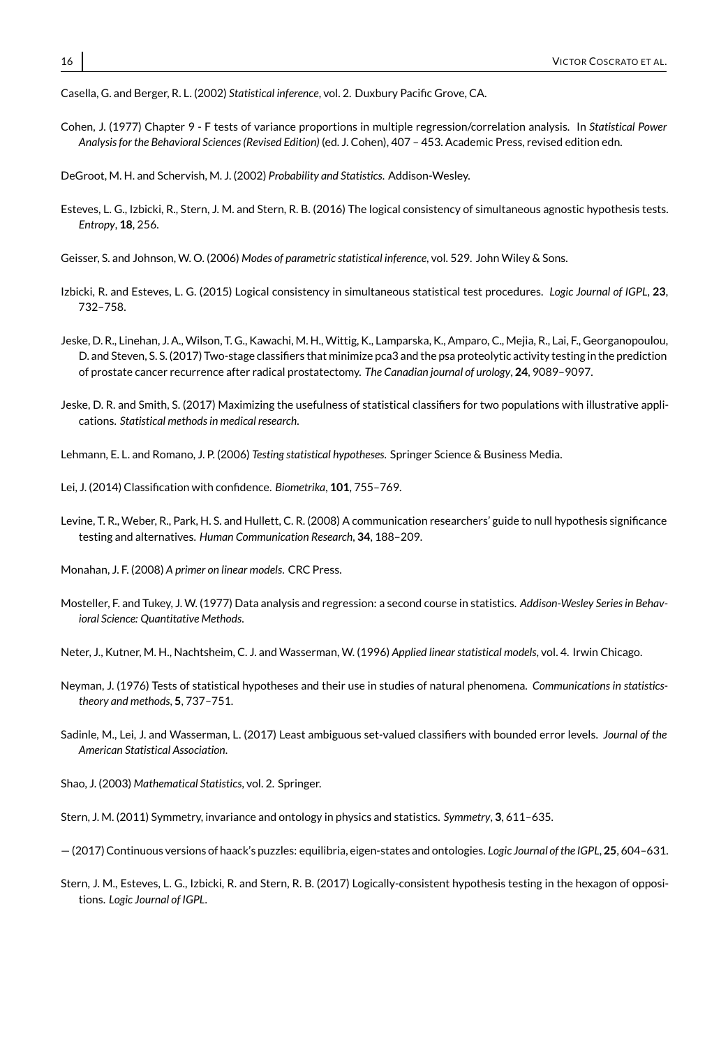Casella, G. and Berger, R. L. (2002) *Statistical inference*, vol. 2. Duxbury Pacific Grove, CA.

Cohen, J. (1977) Chapter 9 - F tests of variance proportions in multiple regression/correlation analysis. In *Statistical Power Analysis for the Behavioral Sciences (Revised Edition)* (ed. J. Cohen), 407 – 453. Academic Press, revised edition edn.

DeGroot, M. H. and Schervish, M. J. (2002) *Probability and Statistics*. Addison-Wesley.

Esteves, L. G., Izbicki, R., Stern, J. M. and Stern, R. B. (2016) The logical consistency of simultaneous agnostic hypothesis tests. *Entropy*, **18**, 256.

Geisser, S. and Johnson, W. O. (2006) *Modes of parametric statistical inference*, vol. 529. John Wiley & Sons.

Izbicki, R. and Esteves, L. G. (2015) Logical consistency in simultaneous statistical test procedures. *Logic Journal of IGPL*, **23**, 732–758.

Jeske, D. R., Linehan, J. A., Wilson, T. G., Kawachi, M. H., Wittig, K., Lamparska, K., Amparo, C., Mejia, R., Lai, F., Georganopoulou, D. and Steven, S. S. (2017) Two-stage classifiers that minimize pca3 and the psa proteolytic activity testing in the prediction of prostate cancer recurrence after radical prostatectomy. *The Canadian journal of urology*, **24**, 9089–9097.

Jeske, D. R. and Smith, S. (2017) Maximizing the usefulness of statistical classifiers for two populations with illustrative applications. *Statistical methods in medical research*.

Lehmann, E. L. and Romano, J. P. (2006) *Testing statistical hypotheses*. Springer Science & Business Media.

Lei, J. (2014) Classification with confidence. *Biometrika*, **101**, 755–769.

Levine, T. R., Weber, R., Park, H. S. and Hullett, C. R. (2008) A communication researchers' guide to null hypothesis significance testing and alternatives. *Human Communication Research*, **34**, 188–209.

Monahan, J. F. (2008) *A primer on linear models*. CRC Press.

Mosteller, F. and Tukey, J. W. (1977) Data analysis and regression: a second course in statistics. *Addison-Wesley Series in Behavioral Science: Quantitative Methods*.

Neter, J., Kutner, M. H., Nachtsheim, C. J. and Wasserman, W. (1996) *Applied linear statistical models*, vol. 4. Irwin Chicago.

Neyman, J. (1976) Tests of statistical hypotheses and their use in studies of natural phenomena. *Communications in statistics-theory and methods*, **5**, 737–751.

Sadinle, M., Lei, J. and Wasserman, L. (2017) Least ambiguous set-valued classifiers with bounded error levels. *Journal of the American Statistical Association*.

Shao, J. (2003) *Mathematical Statistics*, vol. 2. Springer.

Stern, J. M. (2011) Symmetry, invariance and ontology in physics and statistics. *Symmetry*, **3**, 611–635.

— (2017) Continuous versions of haack's puzzles: equilibria, eigen-states and ontologies. *Logic Journal of the IGPL*, **25**, 604–631.

Stern, J. M., Esteves, L. G., Izbicki, R. and Stern, R. B. (2017) Logically-consistent hypothesis testing in the hexagon of oppositions. *Logic Journal of IGPL*.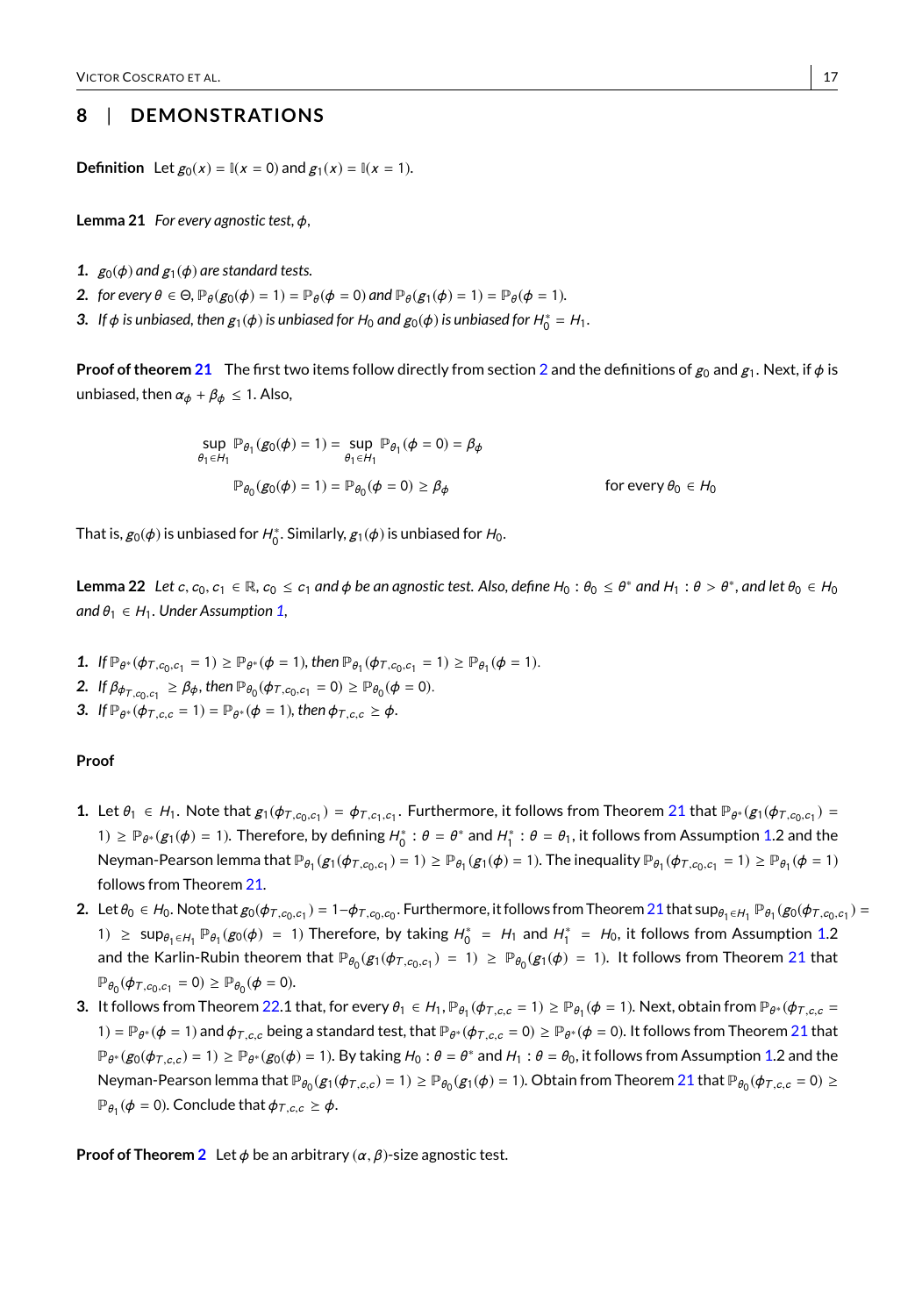## 8 | DEMONSTRATIONS

**Definition** Let $g_0(x) = \mathbb{I}(x = 0)$ and $g_1(x) = \mathbb{I}(x = 1)$.

**Lemma 21** *For every agnostic test, $\phi$,*

1. *$g_0(\phi)$ and $g_1(\phi)$ are standard tests.*
2. *for every $\theta \in \Theta$, $\mathbb{P}_\theta(g_0(\phi) = 1) = \mathbb{P}_\theta(\phi = 0)$ and $\mathbb{P}_\theta(g_1(\phi) = 1) = \mathbb{P}_\theta(\phi = 1)$.*
3. *If $\phi$ is unbiased, then $g_1(\phi)$ is unbiased for $H_0$ and $g_0(\phi)$ is unbiased for $H_0^* = H_1$.*

**Proof of theorem 21** The first two items follow directly from section 2 and the definitions of $g_0$ and $g_1$. Next, if $\phi$ is unbiased, then $\alpha_\phi + \beta_\phi \leq 1$. Also,

$$\sup_{\theta_1 \in H_1} \mathbb{P}_{\theta_1}(g_0(\phi) = 1) = \sup_{\theta_1 \in H_1} \mathbb{P}_{\theta_1}(\phi = 0) = \beta_\phi$$

$$\mathbb{P}_{\theta_0}(g_0(\phi) = 1) = \mathbb{P}_{\theta_0}(\phi = 0) \geq \beta_\phi \qquad \text{for every } \theta_0 \in H_0$$

That is, $g_0(\phi)$ is unbiased for $H_0^*$. Similarly, $g_1(\phi)$ is unbiased for $H_0$.

**Lemma 22** *Let $c, c_0, c_1 \in \mathbb{R}$, $c_0 \leq c_1$ and $\phi$ be an agnostic test. Also, define $H_0 : \theta_0 \leq \theta^*$ and $H_1 : \theta > \theta^*$, and let $\theta_0 \in H_0$ and $\theta_1 \in H_1$. Under Assumption 1,*

1. *If $\mathbb{P}_{\theta^*}(\phi_{T,c_0,c_1} = 1) \geq \mathbb{P}_{\theta^*}(\phi = 1)$, then $\mathbb{P}_{\theta_1}(\phi_{T,c_0,c_1} = 1) \geq \mathbb{P}_{\theta_1}(\phi = 1)$.*
2. *If $\beta_{\phi_{T,c_0,c_1}} \geq \beta_\phi$, then $\mathbb{P}_{\theta_0}(\phi_{T,c_0,c_1} = 0) \geq \mathbb{P}_{\theta_0}(\phi = 0)$.*
3. *If $\mathbb{P}_{\theta^*}(\phi_{T,c,c} = 1) = \mathbb{P}_{\theta^*}(\phi = 1)$, then $\phi_{T,c,c} \geq \phi$.*

**Proof**

1. Let $\theta_1 \in H_1$. Note that $g_1(\phi_{T,c_0,c_1}) = \phi_{T,c_1,c_1}$. Furthermore, it follows from Theorem 21 that $\mathbb{P}_{\theta^*}(g_1(\phi_{T,c_0,c_1}) = 1) \geq \mathbb{P}_{\theta^*}(g_1(\phi) = 1)$. Therefore, by defining $H_0^* : \theta = \theta^*$ and $H_1^* : \theta = \theta_1$, it follows from Assumption 1.2 and the Neyman-Pearson lemma that $\mathbb{P}_{\theta_1}(g_1(\phi_{T,c_0,c_1}) = 1) \geq \mathbb{P}_{\theta_1}(g_1(\phi) = 1)$. The inequality $\mathbb{P}_{\theta_1}(\phi_{T,c_0,c_1} = 1) \geq \mathbb{P}_{\theta_1}(\phi = 1)$ follows from Theorem 21.
2. Let $\theta_0 \in H_0$. Note that $g_0(\phi_{T,c_0,c_1}) = 1 - \phi_{T,c_0,c_0}$. Furthermore, it follows from Theorem 21 that $\sup_{\theta_1 \in H_1} \mathbb{P}_{\theta_1}(g_0(\phi_{T,c_0,c_1}) = 1) \geq \sup_{\theta_1 \in H_1} \mathbb{P}_{\theta_1}(g_0(\phi) = 1)$ Therefore, by taking $H_0^* = H_1$ and $H_1^* = H_0$, it follows from Assumption 1.2 and the Karlin-Rubin theorem that $\mathbb{P}_{\theta_0}(g_1(\phi_{T,c_0,c_1}) = 1) \geq \mathbb{P}_{\theta_0}(g_1(\phi) = 1)$. It follows from Theorem 21 that $\mathbb{P}_{\theta_0}(\phi_{T,c_0,c_1} = 0) \geq \mathbb{P}_{\theta_0}(\phi = 0)$.
3. It follows from Theorem 22.1 that, for every $\theta_1 \in H_1$, $\mathbb{P}_{\theta_1}(\phi_{T,c,c} = 1) \geq \mathbb{P}_{\theta_1}(\phi = 1)$. Next, obtain from $\mathbb{P}_{\theta^*}(\phi_{T,c,c} = 1) = \mathbb{P}_{\theta^*}(\phi = 1)$ and $\phi_{T,c,c}$ being a standard test, that $\mathbb{P}_{\theta^*}(\phi_{T,c,c} = 0) \geq \mathbb{P}_{\theta^*}(\phi = 0)$. It follows from Theorem 21 that $\mathbb{P}_{\theta^*}(g_0(\phi_{T,c,c}) = 1) \geq \mathbb{P}_{\theta^*}(g_0(\phi) = 1)$. By taking $H_0 : \theta = \theta^*$ and $H_1 : \theta = \theta_0$, it follows from Assumption 1.2 and the Neyman-Pearson lemma that $\mathbb{P}_{\theta_0}(g_1(\phi_{T,c,c}) = 1) \geq \mathbb{P}_{\theta_0}(g_1(\phi) = 1)$. Obtain from Theorem 21 that $\mathbb{P}_{\theta_0}(\phi_{T,c,c} = 0) \geq \mathbb{P}_{\theta_1}(\phi = 0)$. Conclude that $\phi_{T,c,c} \geq \phi$.

**Proof of Theorem 2** Let $\phi$ be an arbitrary $(\alpha, \beta)$-size agnostic test.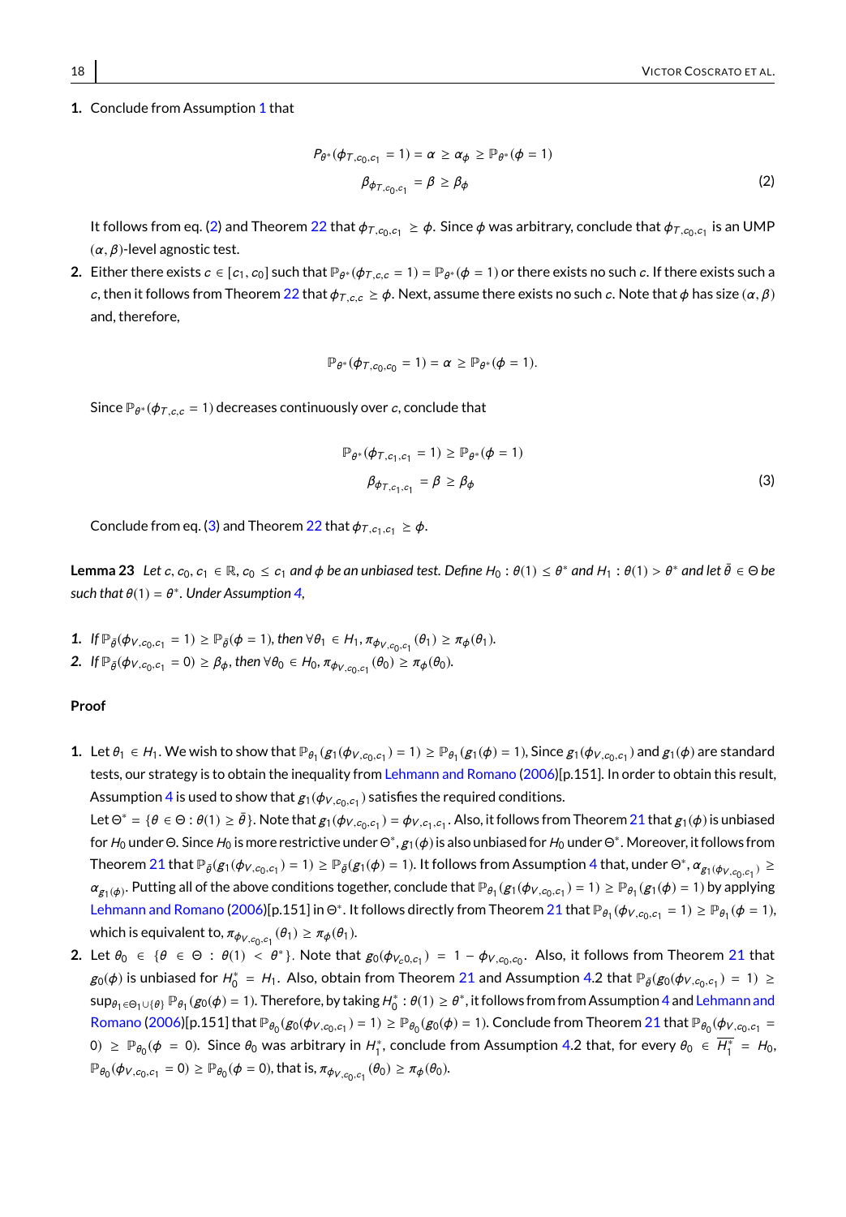1. Conclude from Assumption 1 that

$$P_{\theta^*}(\phi_{T,c_0,c_1}=1)=\alpha \geq \alpha_\phi \geq \mathbb{P}_{\theta^*}(\phi=1)$$
$$\beta_{\phi_{T,c_0,c_1}}=\beta \geq \beta_\phi \tag{2}$$

It follows from eq. (2) and Theorem 22 that $\phi_{T,c_0,c_1} \succeq \phi$. Since $\phi$ was arbitrary, conclude that $\phi_{T,c_0,c_1}$ is an UMP $(\alpha,\beta)$-level agnostic test.

2. Either there exists $c \in [c_1, c_0]$ such that $\mathbb{P}_{\theta^*}(\phi_{T,c,c}=1)=\mathbb{P}_{\theta^*}(\phi=1)$ or there exists no such $c$. If there exists such a $c$, then it follows from Theorem 22 that $\phi_{T,c,c} \succeq \phi$. Next, assume there exists no such $c$. Note that $\phi$ has size $(\alpha,\beta)$ and, therefore,

$$\mathbb{P}_{\theta^*}(\phi_{T,c_0,c_0}=1)=\alpha \geq \mathbb{P}_{\theta^*}(\phi=1).$$

Since $\mathbb{P}_{\theta^*}(\phi_{T,c,c}=1)$ decreases continuously over $c$, conclude that

$$\mathbb{P}_{\theta^*}(\phi_{T,c_1,c_1}=1) \geq \mathbb{P}_{\theta^*}(\phi=1)$$
$$\beta_{\phi_{T,c_1,c_1}}=\beta \geq \beta_\phi \tag{3}$$

Conclude from eq. (3) and Theorem 22 that $\phi_{T,c_1,c_1} \succeq \phi$.

**Lemma 23** *Let $c, c_0, c_1 \in \mathbb{R}$, $c_0 \leq c_1$ and $\phi$ be an unbiased test. Define $H_0 : \theta(1) \leq \theta^*$ and $H_1 : \theta(1) > \theta^*$ and let $\bar{\theta} \in \Theta$ be such that $\theta(1)=\theta^*$. Under Assumption 4,*

1. *If $\mathbb{P}_{\bar{\theta}}(\phi_{V,c_0,c_1}=1) \geq \mathbb{P}_{\bar{\theta}}(\phi=1)$, then $\forall \theta_1 \in H_1$, $\pi_{\phi_{V,c_0,c_1}}(\theta_1) \geq \pi_\phi(\theta_1)$.*
2. *If $\mathbb{P}_{\bar{\theta}}(\phi_{V,c_0,c_1}=0) \geq \beta_\phi$, then $\forall \theta_0 \in H_0$, $\pi_{\phi_{V,c_0,c_1}}(\theta_0) \geq \pi_\phi(\theta_0)$.*

**Proof**

1. Let $\theta_1 \in H_1$. We wish to show that $\mathbb{P}_{\theta_1}(g_1(\phi_{V,c_0,c_1})=1) \geq \mathbb{P}_{\theta_1}(g_1(\phi)=1)$, Since $g_1(\phi_{V,c_0,c_1})$ and $g_1(\phi)$ are standard tests, our strategy is to obtain the inequality from Lehmann and Romano (2006)[p.151]. In order to obtain this result, Assumption 4 is used to show that $g_1(\phi_{V,c_0,c_1})$ satisfies the required conditions.
Let $\Theta^* = \{\theta \in \Theta : \theta(1) \geq \bar{\theta}\}$. Note that $g_1(\phi_{V,c_0,c_1})=\phi_{V,c_1,c_1}$. Also, it follows from Theorem 21 that $g_1(\phi)$ is unbiased for $H_0$ under $\Theta$. Since $H_0$ is more restrictive under $\Theta^*$, $g_1(\phi)$ is also unbiased for $H_0$ under $\Theta^*$. Moreover, it follows from Theorem 21 that $\mathbb{P}_{\bar{\theta}}(g_1(\phi_{V,c_0,c_1})=1) \geq \mathbb{P}_{\bar{\theta}}(g_1(\phi)=1)$. It follows from Assumption 4 that, under $\Theta^*$, $\alpha_{g_1(\phi_{V,c_0,c_1})} \geq \alpha_{g_1(\phi)}$. Putting all of the above conditions together, conclude that $\mathbb{P}_{\theta_1}(g_1(\phi_{V,c_0,c_1})=1) \geq \mathbb{P}_{\theta_1}(g_1(\phi)=1)$ by applying Lehmann and Romano (2006)[p.151] in $\Theta^*$. It follows directly from Theorem 21 that $\mathbb{P}_{\theta_1}(\phi_{V,c_0,c_1}=1) \geq \mathbb{P}_{\theta_1}(\phi=1)$, which is equivalent to, $\pi_{\phi_{V,c_0,c_1}}(\theta_1) \geq \pi_\phi(\theta_1)$.
2. Let $\theta_0 \in \{\theta \in \Theta : \theta(1) < \theta^*\}$. Note that $g_0(\phi_{V c_0 0, c_1}) = 1-\phi_{V,c_0,c_0}$. Also, it follows from Theorem 21 that $g_0(\phi)$ is unbiased for $H_0^* = H_1$. Also, obtain from Theorem 21 and Assumption 4.2 that $\mathbb{P}_{\bar{\theta}}(g_0(\phi_{V,c_0,c_1})=1) \geq \sup_{\theta_1 \in \Theta_1 \cup \{\theta\}} \mathbb{P}_{\theta_1}(g_0(\phi)=1)$. Therefore, by taking $H_0^* : \theta(1) \geq \theta^*$, it follows from from Assumption 4 and Lehmann and Romano (2006)[p.151] that $\mathbb{P}_{\theta_0}(g_0(\phi_{V,c_0,c_1})=1) \geq \mathbb{P}_{\theta_0}(g_0(\phi)=1)$. Conclude from Theorem 21 that $\mathbb{P}_{\theta_0}(\phi_{V,c_0,c_1}=0) \geq \mathbb{P}_{\theta_0}(\phi=0)$. Since $\theta_0$ was arbitrary in $H_1^*$, conclude from Assumption 4.2 that, for every $\theta_0 \in \overline{H_1^*} = H_0$, $\mathbb{P}_{\theta_0}(\phi_{V,c_0,c_1}=0) \geq \mathbb{P}_{\theta_0}(\phi=0)$, that is, $\pi_{\phi_{V,c_0,c_1}}(\theta_0) \geq \pi_\phi(\theta_0)$.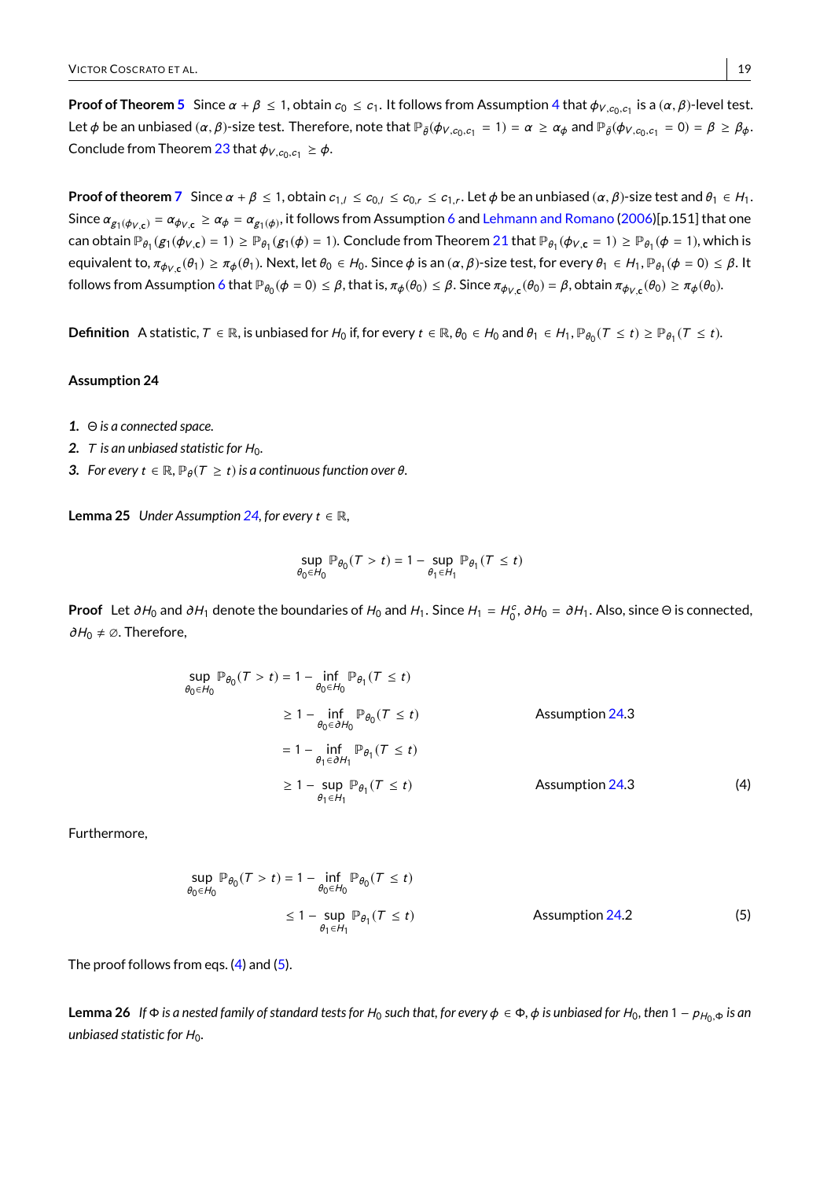**Proof of Theorem 5** Since $\alpha + \beta \leq 1$, obtain $c_0 \leq c_1$. It follows from Assumption 4 that $\phi_{V,c_0,c_1}$ is a $(\alpha, \beta)$-level test. Let $\phi$ be an unbiased $(\alpha, \beta)$-size test. Therefore, note that $\mathbb{P}_{\tilde{\theta}}(\phi_{V,c_0,c_1} = 1) = \alpha \geq \alpha_\phi$ and $\mathbb{P}_{\tilde{\theta}}(\phi_{V,c_0,c_1} = 0) = \beta \geq \beta_\phi$. Conclude from Theorem 23 that $\phi_{V,c_0,c_1} \geq \phi$.

**Proof of theorem 7** Since $\alpha + \beta \leq 1$, obtain $c_{1,l} \leq c_{0,l} \leq c_{0,r} \leq c_{1,r}$. Let $\phi$ be an unbiased $(\alpha, \beta)$-size test and $\theta_1 \in H_1$. Since $\alpha_{g_1(\phi_{V,\mathbf{c}})} = \alpha_{\phi_{V,\mathbf{c}}} \geq \alpha_\phi = \alpha_{g_1(\phi)}$, it follows from Assumption 6 and Lehmann and Romano (2006)[p.151] that one can obtain $\mathbb{P}_{\theta_1}(g_1(\phi_{V,\mathbf{c}}) = 1) \geq \mathbb{P}_{\theta_1}(g_1(\phi) = 1)$. Conclude from Theorem 21 that $\mathbb{P}_{\theta_1}(\phi_{V,\mathbf{c}} = 1) \geq \mathbb{P}_{\theta_1}(\phi = 1)$, which is equivalent to, $\pi_{\phi_{V,\mathbf{c}}}(\theta_1) \geq \pi_\phi(\theta_1)$. Next, let $\theta_0 \in H_0$. Since $\phi$ is an $(\alpha, \beta)$-size test, for every $\theta_1 \in H_1$, $\mathbb{P}_{\theta_1}(\phi = 0) \leq \beta$. It follows from Assumption 6 that $\mathbb{P}_{\theta_0}(\phi = 0) \leq \beta$, that is, $\pi_\phi(\theta_0) \leq \beta$. Since $\pi_{\phi_{V,\mathbf{c}}}(\theta_0) = \beta$, obtain $\pi_{\phi_{V,\mathbf{c}}}(\theta_0) \geq \pi_\phi(\theta_0)$.

**Definition** A statistic, $T \in \mathbb{R}$, is unbiased for $H_0$ if, for every $t \in \mathbb{R}$, $\theta_0 \in H_0$ and $\theta_1 \in H_1$, $\mathbb{P}_{\theta_0}(T \leq t) \geq \mathbb{P}_{\theta_1}(T \leq t)$.

**Assumption 24**

1. *$\Theta$ is a connected space.*
2. *$T$ is an unbiased statistic for $H_0$.*
3. *For every $t \in \mathbb{R}$, $\mathbb{P}_\theta(T \geq t)$ is a continuous function over $\theta$.*

**Lemma 25** *Under Assumption 24, for every $t \in \mathbb{R}$,*

$$\sup_{\theta_0 \in H_0} \mathbb{P}_{\theta_0}(T > t) = 1 - \sup_{\theta_1 \in H_1} \mathbb{P}_{\theta_1}(T \leq t)$$

**Proof** Let $\partial H_0$ and $\partial H_1$ denote the boundaries of $H_0$ and $H_1$. Since $H_1 = H_0^c$, $\partial H_0 = \partial H_1$. Also, since $\Theta$ is connected, $\partial H_0 \neq \emptyset$. Therefore,

$$\begin{aligned}
\sup_{\theta_0 \in H_0} \mathbb{P}_{\theta_0}(T > t) &= 1 - \inf_{\theta_0 \in H_0} \mathbb{P}_{\theta_1}(T \leq t) \\
&\geq 1 - \inf_{\theta_0 \in \partial H_0} \mathbb{P}_{\theta_0}(T \leq t) && \text{Assumption 24.3} \\
&= 1 - \inf_{\theta_1 \in \partial H_1} \mathbb{P}_{\theta_1}(T \leq t) \\
&\geq 1 - \sup_{\theta_1 \in H_1} \mathbb{P}_{\theta_1}(T \leq t) && \text{Assumption 24.3} \qquad (4)
\end{aligned}$$

Furthermore,

$$\begin{aligned}
\sup_{\theta_0 \in H_0} \mathbb{P}_{\theta_0}(T > t) &= 1 - \inf_{\theta_0 \in H_0} \mathbb{P}_{\theta_0}(T \leq t) \\
&\leq 1 - \sup_{\theta_1 \in H_1} \mathbb{P}_{\theta_1}(T \leq t) && \text{Assumption 24.2} \qquad (5)
\end{aligned}$$

The proof follows from eqs. (4) and (5).

**Lemma 26** *If $\Phi$ is a nested family of standard tests for $H_0$ such that, for every $\phi \in \Phi$, $\phi$ is unbiased for $H_0$, then $1 - p_{H_0,\Phi}$ is an unbiased statistic for $H_0$.*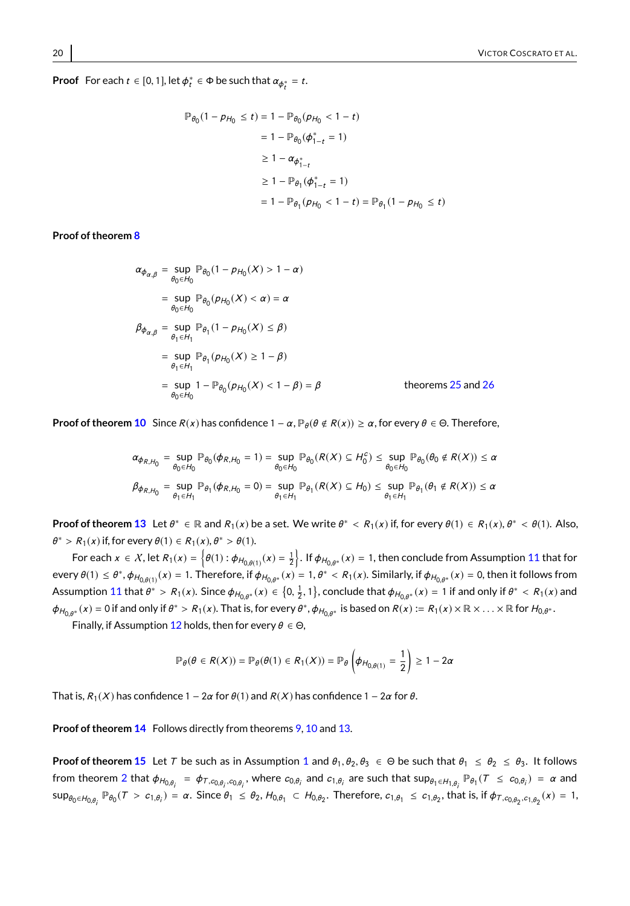**Proof** For each $t \in [0,1]$, let $\phi^*_t \in \Phi$ be such that $\alpha_{\phi^*_t} = t$.

$$
\begin{aligned}
\mathbb{P}_{\theta_0}(1 - p_{H_0} \leq t) &= 1 - \mathbb{P}_{\theta_0}(p_{H_0} < 1 - t) \\
&= 1 - \mathbb{P}_{\theta_0}(\phi^*_{1-t} = 1) \\
&\geq 1 - \alpha_{\phi^*_{1-t}} \\
&\geq 1 - \mathbb{P}_{\theta_1}(\phi^*_{1-t} = 1) \\
&= 1 - \mathbb{P}_{\theta_1}(p_{H_0} < 1 - t) = \mathbb{P}_{\theta_1}(1 - p_{H_0} \leq t)
\end{aligned}
$$

**Proof of theorem 8**

$$
\begin{aligned}
\alpha_{\phi_{\alpha,\beta}} &= \sup_{\theta_0 \in H_0} \mathbb{P}_{\theta_0}(1 - p_{H_0}(X) > 1 - \alpha) \\
&= \sup_{\theta_0 \in H_0} \mathbb{P}_{\theta_0}(p_{H_0}(X) < \alpha) = \alpha \\
\beta_{\phi_{\alpha,\beta}} &= \sup_{\theta_1 \in H_1} \mathbb{P}_{\theta_1}(1 - p_{H_0}(X) \leq \beta) \\
&= \sup_{\theta_1 \in H_1} \mathbb{P}_{\theta_1}(p_{H_0}(X) \geq 1 - \beta) \\
&= \sup_{\theta_0 \in H_0} 1 - \mathbb{P}_{\theta_0}(p_{H_0}(X) < 1 - \beta) = \beta \qquad \text{theorems 25 and 26}
\end{aligned}
$$

**Proof of theorem 10** Since $R(x)$ has confidence $1-\alpha$, $\mathbb{P}_\theta(\theta \notin R(x)) \geq \alpha$, for every $\theta \in \Theta$. Therefore,

$$
\begin{aligned}
\alpha_{\phi_{R,H_0}} &= \sup_{\theta_0 \in H_0} \mathbb{P}_{\theta_0}(\phi_{R,H_0} = 1) = \sup_{\theta_0 \in H_0} \mathbb{P}_{\theta_0}(R(X) \subseteq H_0^c) \leq \sup_{\theta_0 \in H_0} \mathbb{P}_{\theta_0}(\theta_0 \notin R(X)) \leq \alpha \\
\beta_{\phi_{R,H_0}} &= \sup_{\theta_1 \in H_1} \mathbb{P}_{\theta_1}(\phi_{R,H_0} = 0) = \sup_{\theta_1 \in H_1} \mathbb{P}_{\theta_1}(R(X) \subseteq H_0) \leq \sup_{\theta_1 \in H_1} \mathbb{P}_{\theta_1}(\theta_1 \notin R(X)) \leq \alpha
\end{aligned}
$$

**Proof of theorem 13** Let $\theta^* \in \mathbb{R}$ and $R_1(x)$ be a set. We write $\theta^* < R_1(x)$ if, for every $\theta(1) \in R_1(x)$, $\theta^* < \theta(1)$. Also, $\theta^* > R_1(x)$ if, for every $\theta(1) \in R_1(x)$, $\theta^* > \theta(1)$.

For each $x \in \mathcal{X}$, let $R_1(x) = \left\{\theta(1) : \phi_{H_{0,\theta(1)}}(x) = \frac{1}{2}\right\}$. If $\phi_{H_{0,\theta^*}}(x) = 1$, then conclude from Assumption 11 that for every $\theta(1) \leq \theta^*$, $\phi_{H_{0,\theta(1)}}(x) = 1$. Therefore, if $\phi_{H_{0,\theta^*}}(x) = 1$, $\theta^* < R_1(x)$. Similarly, if $\phi_{H_{0,\theta^*}}(x) = 0$, then it follows from Assumption 11 that $\theta^* > R_1(x)$. Since $\phi_{H_{0,\theta^*}}(x) \in \left\{0, \frac{1}{2}, 1\right\}$, conclude that $\phi_{H_{0,\theta^*}}(x) = 1$ if and only if $\theta^* < R_1(x)$ and $\phi_{H_{0,\theta^*}}(x) = 0$ if and only if $\theta^* > R_1(x)$. That is, for every $\theta^*$, $\phi_{H_{0,\theta^*}}$ is based on $R(x) := R_1(x) \times \mathbb{R} \times \ldots \times \mathbb{R}$ for $H_{0,\theta^*}$.

Finally, if Assumption 12 holds, then for every $\theta \in \Theta$,

$$
\mathbb{P}_\theta(\theta \in R(X)) = \mathbb{P}_\theta(\theta(1) \in R_1(X)) = \mathbb{P}_\theta\left(\phi_{H_{0,\theta(1)}} = \frac{1}{2}\right) \geq 1 - 2\alpha
$$

That is, $R_1(X)$ has confidence $1-2\alpha$ for $\theta(1)$ and $R(X)$ has confidence $1-2\alpha$ for $\theta$.

**Proof of theorem 14** Follows directly from theorems 9, 10 and 13.

**Proof of theorem 15** Let $T$ be such as in Assumption 1 and $\theta_1, \theta_2, \theta_3 \in \Theta$ be such that $\theta_1 \leq \theta_2 \leq \theta_3$. It follows from theorem 2 that $\phi_{H_{0,\theta_i}} = \phi_{T,c_{0,\theta_i},c_{0,\theta_i}}$, where $c_{0,\theta_i}$ and $c_{1,\theta_i}$ are such that $\sup_{\theta_1 \in H_{1,\theta_i}} \mathbb{P}_{\theta_1}(T \leq c_{0,\theta_i}) = \alpha$ and $\sup_{\theta_0 \in H_{0,\theta_i}} \mathbb{P}_{\theta_0}(T > c_{1,\theta_i}) = \alpha$. Since $\theta_1 \leq \theta_2$, $H_{0,\theta_1} \subset H_{0,\theta_2}$. Therefore, $c_{1,\theta_1} \leq c_{1,\theta_2}$, that is, if $\phi_{T,c_{0,\theta_2},c_{1,\theta_2}}(x) = 1$,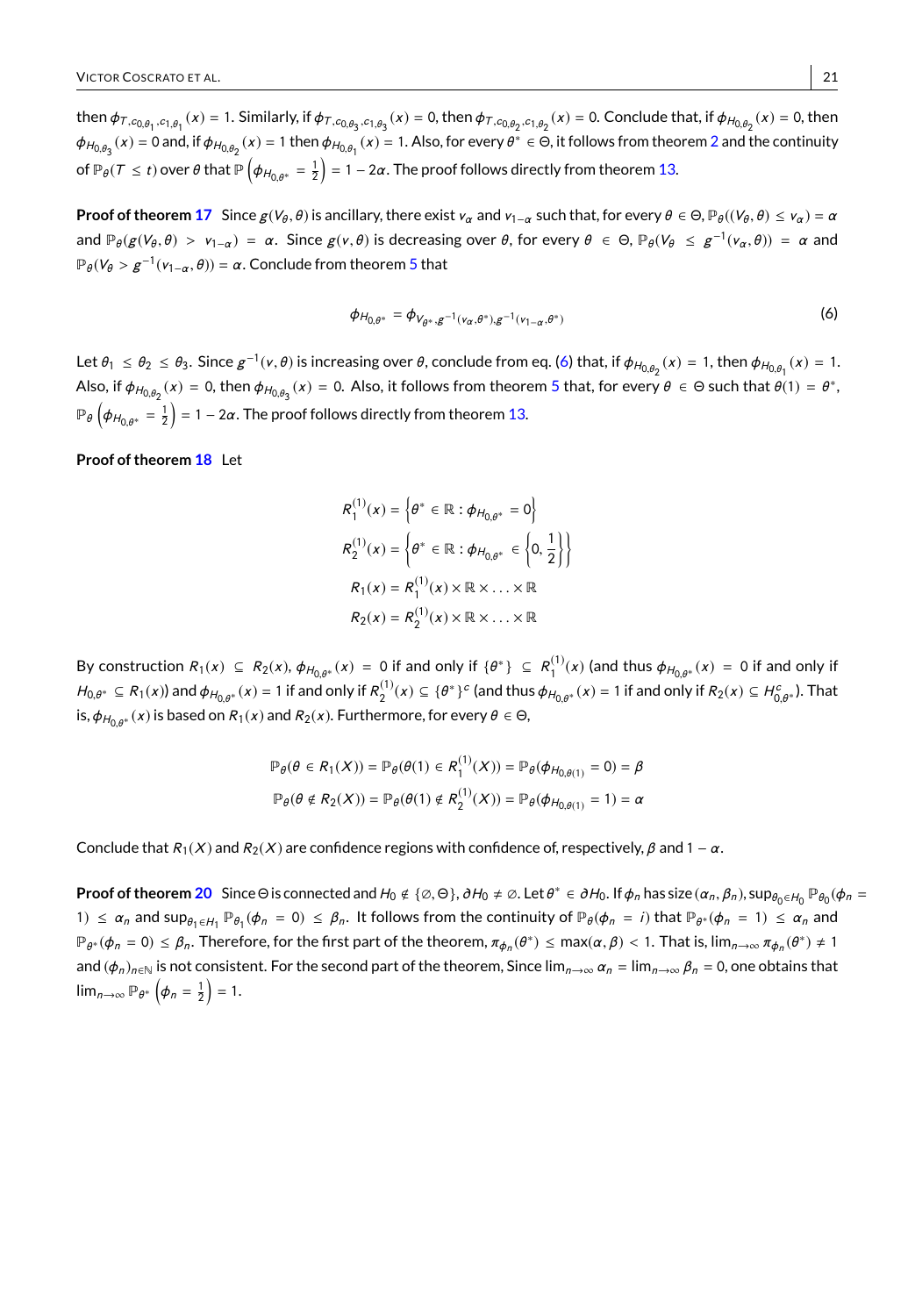then $\phi_{T,c_{0,\theta_1},c_{1,\theta_1}}(x) = 1$. Similarly, if $\phi_{T,c_{0,\theta_3},c_{1,\theta_3}}(x) = 0$, then $\phi_{T,c_{0,\theta_2},c_{1,\theta_2}}(x) = 0$. Conclude that, if $\phi_{H_{0,\theta_2}}(x) = 0$, then $\phi_{H_{0,\theta_3}}(x) = 0$ and, if $\phi_{H_{0,\theta_2}}(x) = 1$ then $\phi_{H_{0,\theta_1}}(x) = 1$. Also, for every $\theta^* \in \Theta$, it follows from theorem 2 and the continuity of $\mathbb{P}_\theta(T \leq t)$ over $\theta$ that $\mathbb{P}\left(\phi_{H_{0,\theta^*}} = \frac{1}{2}\right) = 1 - 2\alpha$. The proof follows directly from theorem 13.

**Proof of theorem 17** Since $g(V_\theta, \theta)$ is ancillary, there exist $v_\alpha$ and $v_{1-\alpha}$ such that, for every $\theta \in \Theta$, $\mathbb{P}_\theta((V_\theta, \theta) \leq v_\alpha) = \alpha$ and $\mathbb{P}_\theta(g(V_\theta, \theta) > v_{1-\alpha}) = \alpha$. Since $g(v, \theta)$ is decreasing over $\theta$, for every $\theta \in \Theta$, $\mathbb{P}_\theta(V_\theta \leq g^{-1}(v_\alpha, \theta)) = \alpha$ and $\mathbb{P}_\theta(V_\theta > g^{-1}(v_{1-\alpha}, \theta)) = \alpha$. Conclude from theorem 5 that

$$\phi_{H_{0,\theta^*}} = \phi_{V_{\theta^*}, g^{-1}(v_\alpha, \theta^*), g^{-1}(v_{1-\alpha}, \theta^*)} \tag{6}$$

Let $\theta_1 \leq \theta_2 \leq \theta_3$. Since $g^{-1}(v, \theta)$ is increasing over $\theta$, conclude from eq. (6) that, if $\phi_{H_{0,\theta_2}}(x) = 1$, then $\phi_{H_{0,\theta_1}}(x) = 1$. Also, if $\phi_{H_{0,\theta_2}}(x) = 0$, then $\phi_{H_{0,\theta_3}}(x) = 0$. Also, it follows from theorem 5 that, for every $\theta \in \Theta$ such that $\theta(1) = \theta^*$, $\mathbb{P}_\theta\left(\phi_{H_{0,\theta^*}} = \frac{1}{2}\right) = 1 - 2\alpha$. The proof follows directly from theorem 13.

**Proof of theorem 18** Let

$$\begin{aligned}
R_1^{(1)}(x) &= \left\{\theta^* \in \mathbb{R} : \phi_{H_{0,\theta^*}} = 0\right\} \\
R_2^{(1)}(x) &= \left\{\theta^* \in \mathbb{R} : \phi_{H_{0,\theta^*}} \in \left\{0, \frac{1}{2}\right\}\right\} \\
R_1(x) &= R_1^{(1)}(x) \times \mathbb{R} \times \ldots \times \mathbb{R} \\
R_2(x) &= R_2^{(1)}(x) \times \mathbb{R} \times \ldots \times \mathbb{R}
\end{aligned}$$

By construction $R_1(x) \subseteq R_2(x)$, $\phi_{H_{0,\theta^*}}(x) = 0$ if and only if $\{\theta^*\} \subseteq R_1^{(1)}(x)$ (and thus $\phi_{H_{0,\theta^*}}(x) = 0$ if and only if $H_{0,\theta^*} \subseteq R_1(x)$) and $\phi_{H_{0,\theta^*}}(x) = 1$ if and only if $R_2^{(1)}(x) \subseteq \{\theta^*\}^c$ (and thus $\phi_{H_{0,\theta^*}}(x) = 1$ if and only if $R_2(x) \subseteq H_{0,\theta^*}^c$). That is, $\phi_{H_{0,\theta^*}}(x)$ is based on $R_1(x)$ and $R_2(x)$. Furthermore, for every $\theta \in \Theta$,

$$\begin{aligned}
\mathbb{P}_\theta(\theta \in R_1(X)) &= \mathbb{P}_\theta(\theta(1) \in R_1^{(1)}(X)) = \mathbb{P}_\theta(\phi_{H_{0,\theta(1)}} = 0) = \beta \\
\mathbb{P}_\theta(\theta \notin R_2(X)) &= \mathbb{P}_\theta(\theta(1) \notin R_2^{(1)}(X)) = \mathbb{P}_\theta(\phi_{H_{0,\theta(1)}} = 1) = \alpha
\end{aligned}$$

Conclude that $R_1(X)$ and $R_2(X)$ are confidence regions with confidence of, respectively, $\beta$ and $1 - \alpha$.

**Proof of theorem 20** Since $\Theta$ is connected and $H_0 \notin \{\emptyset, \Theta\}$, $\partial H_0 \neq \emptyset$. Let $\theta^* \in \partial H_0$. If $\phi_n$ has size $(\alpha_n, \beta_n)$, $\sup_{\theta_0 \in H_0} \mathbb{P}_{\theta_0}(\phi_n = 1) \leq \alpha_n$ and $\sup_{\theta_1 \in H_1} \mathbb{P}_{\theta_1}(\phi_n = 0) \leq \beta_n$. It follows from the continuity of $\mathbb{P}_\theta(\phi_n = i)$ that $\mathbb{P}_{\theta^*}(\phi_n = 1) \leq \alpha_n$ and $\mathbb{P}_{\theta^*}(\phi_n = 0) \leq \beta_n$. Therefore, for the first part of the theorem, $\pi_{\phi_n}(\theta^*) \leq \max(\alpha, \beta) < 1$. That is, $\lim_{n \to \infty} \pi_{\phi_n}(\theta^*) \neq 1$ and $(\phi_n)_{n \in \mathbb{N}}$ is not consistent. For the second part of the theorem, Since $\lim_{n \to \infty} \alpha_n = \lim_{n \to \infty} \beta_n = 0$, one obtains that $\lim_{n \to \infty} \mathbb{P}_{\theta^*}\left(\phi_n = \frac{1}{2}\right) = 1$.